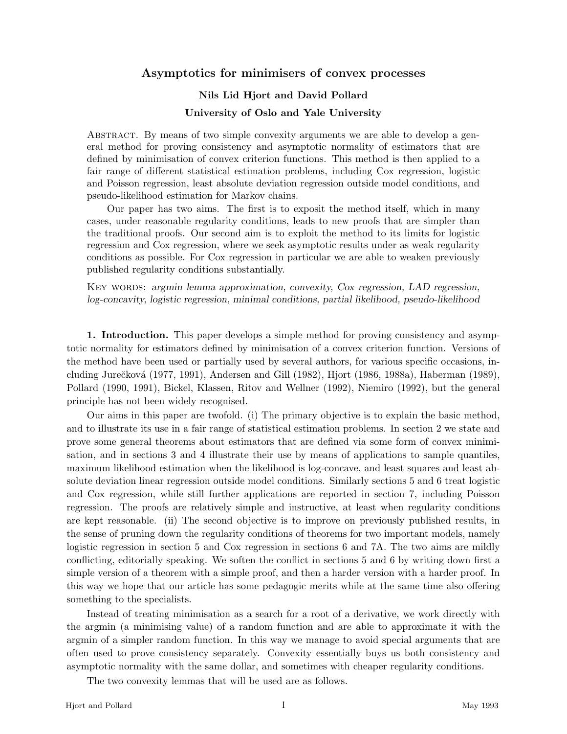# Asymptotics for minimisers of convex processes

**Nils Lid Hjort and David Pollard**

**University of Oslo and Yale University**

Abstract. By means of two simple convexity arguments we are able to develop a general method for proving consistency and asymptotic normality of estimators that are defined by minimisation of convex criterion functions. This method is then applied to a fair range of different statistical estimation problems, including Cox regression, logistic and Poisson regression, least absolute deviation regression outside model conditions, and pseudo-likelihood estimation for Markov chains.

Our paper has two aims. The first is to exposit the method itself, which in many cases, under reasonable regularity conditions, leads to new proofs that are simpler than the traditional proofs. Our second aim is to exploit the method to its limits for logistic regression and Cox regression, where we seek asymptotic results under as weak regularity conditions as possible. For Cox regression in particular we are able to weaken previously published regularity conditions substantially.

Key words: *argmin lemma approximation, convexity, Cox regression, LAD regression, log-concavity, logistic regression, minimal conditions, partial likelihood, pseudo-likelihood*

**1. Introduction.** This paper develops a simple method for proving consistency and asymptotic normality for estimators defined by minimisation of a convex criterion function. Versions of the method have been used or partially used by several authors, for various specific occasions, including Jurečková (1977, 1991), Andersen and Gill (1982), Hjort (1986, 1988a), Haberman (1989), Pollard (1990, 1991), Bickel, Klassen, Ritov and Wellner (1992), Niemiro (1992), but the general principle has not been widely recognised.

Our aims in this paper are twofold. (i) The primary objective is to explain the basic method, and to illustrate its use in a fair range of statistical estimation problems. In section 2 we state and prove some general theorems about estimators that are defined via some form of convex minimisation, and in sections 3 and 4 illustrate their use by means of applications to sample quantiles, maximum likelihood estimation when the likelihood is log-concave, and least squares and least absolute deviation linear regression outside model conditions. Similarly sections 5 and 6 treat logistic and Cox regression, while still further applications are reported in section 7, including Poisson regression. The proofs are relatively simple and instructive, at least when regularity conditions are kept reasonable. (ii) The second objective is to improve on previously published results, in the sense of pruning down the regularity conditions of theorems for two important models, namely logistic regression in section 5 and Cox regression in sections 6 and 7A. The two aims are mildly conflicting, editorially speaking. We soften the conflict in sections 5 and 6 by writing down first a simple version of a theorem with a simple proof, and then a harder version with a harder proof. In this way we hope that our article has some pedagogic merits while at the same time also offering something to the specialists.

Instead of treating minimisation as a search for a root of a derivative, we work directly with the argmin (a minimising value) of a random function and are able to approximate it with the argmin of a simpler random function. In this way we manage to avoid special arguments that are often used to prove consistency separately. Convexity essentially buys us both consistency and asymptotic normality with the same dollar, and sometimes with cheaper regularity conditions.

The two convexity lemmas that will be used are as follows.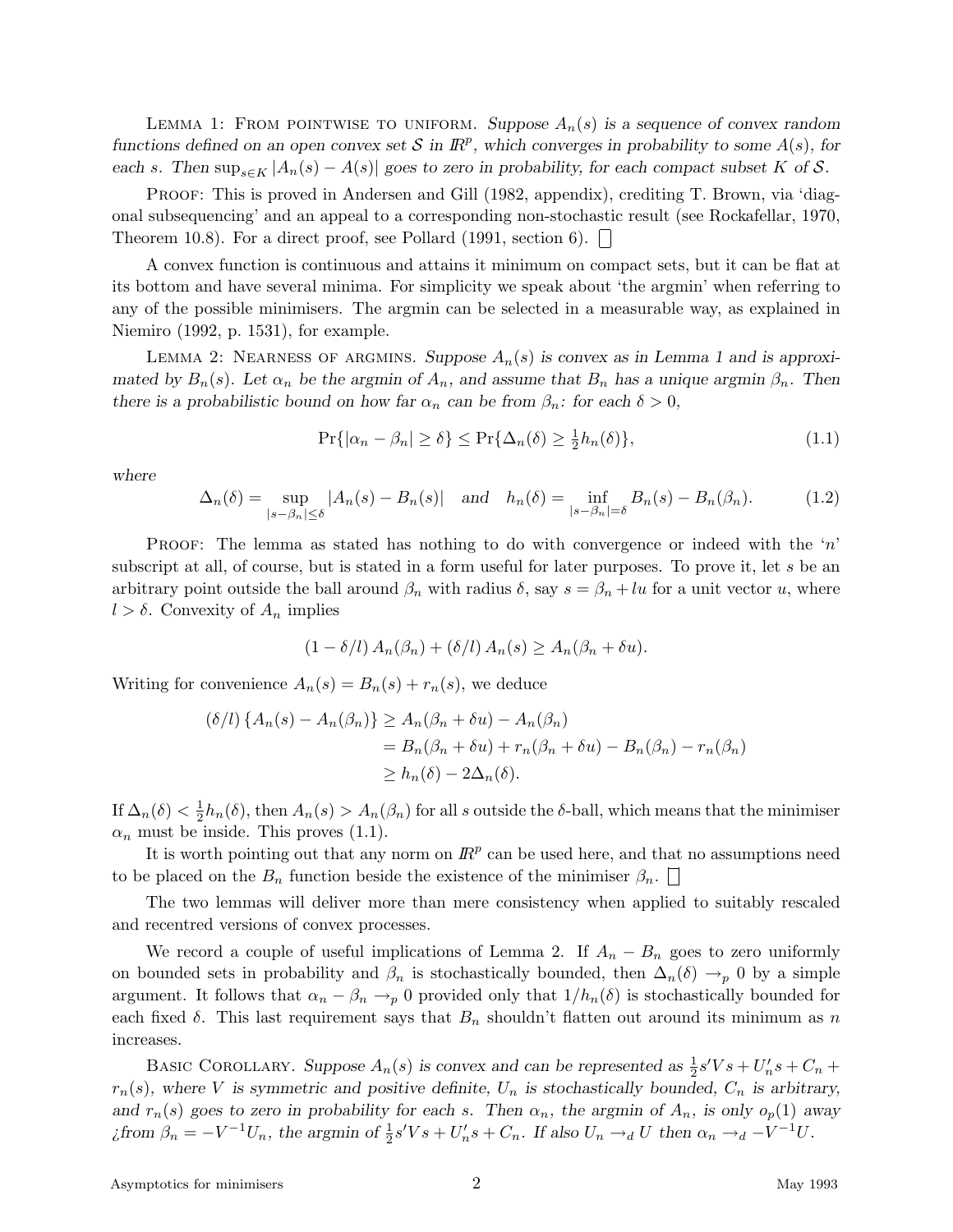Lemma 1: From pointwise to uniform. *Suppose $A_n(s)$ is a sequence of convex random functions defined on an open convex set $\mathcal{S}$ in $I\!R^p$, which converges in probability to some $A(s)$, for each $s$. Then $\sup_{s\in K}|A_n(s)-A(s)|$ goes to zero in probability, for each compact subset $K$ of $\mathcal{S}$.*

Proof: This is proved in Andersen and Gill (1982, appendix), crediting T. Brown, via 'diagonal subsequencing' and an appeal to a corresponding non-stochastic result (see Rockafellar, 1970, Theorem 10.8). For a direct proof, see Pollard (1991, section 6). □

A convex function is continuous and attains it minimum on compact sets, but it can be flat at its bottom and have several minima. For simplicity we speak about 'the argmin' when referring to any of the possible minimisers. The argmin can be selected in a measurable way, as explained in Niemiro (1992, p. 1531), for example.

Lemma 2: Nearness of argmins. *Suppose $A_n(s)$ is convex as in Lemma 1 and is approximated by $B_n(s)$. Let $\alpha_n$ be the argmin of $A_n$, and assume that $B_n$ has a unique argmin $\beta_n$. Then there is a probabilistic bound on how far $\alpha_n$ can be from $\beta_n$: for each $\delta>0$,*

$$\Pr\{|\alpha_n-\beta_n|\geq\delta\}\leq\Pr\{\Delta_n(\delta)\geq\tfrac{1}{2}h_n(\delta)\},\tag{1.1}$$

*where*

$$\Delta_n(\delta)=\sup_{|s-\beta_n|\leq\delta}|A_n(s)-B_n(s)|\quad\text{and}\quad h_n(\delta)=\inf_{|s-\beta_n|=\delta}B_n(s)-B_n(\beta_n).\tag{1.2}$$

Proof: The lemma as stated has nothing to do with convergence or indeed with the '$n$' subscript at all, of course, but is stated in a form useful for later purposes. To prove it, let $s$ be an arbitrary point outside the ball around $\beta_n$ with radius $\delta$, say $s=\beta_n+lu$ for a unit vector $u$, where $l>\delta$. Convexity of $A_n$ implies

$$(1-\delta/l)\,A_n(\beta_n)+(\delta/l)\,A_n(s)\geq A_n(\beta_n+\delta u).$$

Writing for convenience $A_n(s)=B_n(s)+r_n(s)$, we deduce

$$\begin{aligned}(\delta/l)\,\{A_n(s)-A_n(\beta_n)\}&\geq A_n(\beta_n+\delta u)-A_n(\beta_n)\\&=B_n(\beta_n+\delta u)+r_n(\beta_n+\delta u)-B_n(\beta_n)-r_n(\beta_n)\\&\geq h_n(\delta)-2\Delta_n(\delta).\end{aligned}$$

If $\Delta_n(\delta)<\frac{1}{2}h_n(\delta)$, then $A_n(s)>A_n(\beta_n)$ for all $s$ outside the $\delta$-ball, which means that the minimiser $\alpha_n$ must be inside. This proves (1.1).

It is worth pointing out that any norm on $I\!R^p$ can be used here, and that no assumptions need to be placed on the $B_n$ function beside the existence of the minimiser $\beta_n$. □

The two lemmas will deliver more than mere consistency when applied to suitably rescaled and recentred versions of convex processes.

We record a couple of useful implications of Lemma 2. If $A_n-B_n$ goes to zero uniformly on bounded sets in probability and $\beta_n$ is stochastically bounded, then $\Delta_n(\delta)\to_p 0$ by a simple argument. It follows that $\alpha_n-\beta_n\to_p 0$ provided only that $1/h_n(\delta)$ is stochastically bounded for each fixed $\delta$. This last requirement says that $B_n$ shouldn't flatten out around its minimum as $n$ increases.

Basic Corollary. *Suppose $A_n(s)$ is convex and can be represented as $\frac{1}{2}s'Vs+U_n's+C_n+r_n(s)$, where $V$ is symmetric and positive definite, $U_n$ is stochastically bounded, $C_n$ is arbitrary, and $r_n(s)$ goes to zero in probability for each $s$. Then $\alpha_n$, the argmin of $A_n$, is only $o_p(1)$ away ¿from $\beta_n=-V^{-1}U_n$, the argmin of $\frac{1}{2}s'Vs+U_n's+C_n$. If also $U_n\to_d U$ then $\alpha_n\to_d -V^{-1}U$.*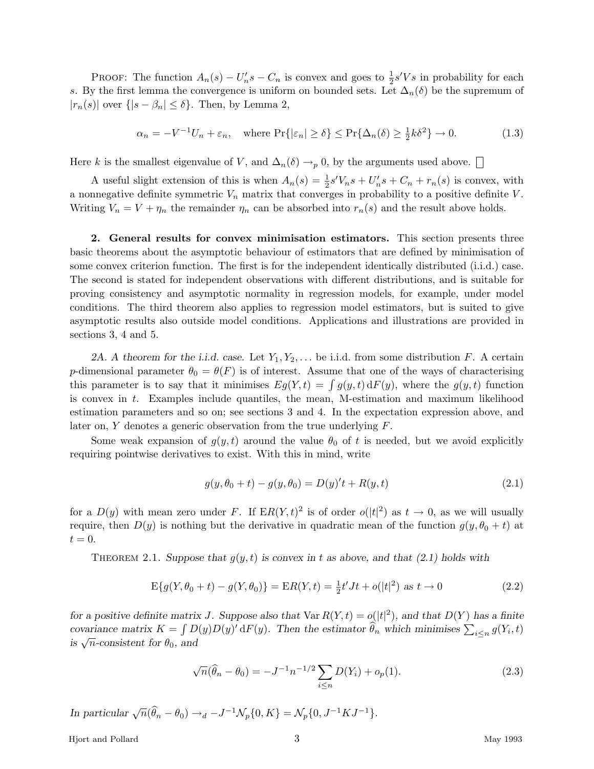PROOF: The function $A_n(s) - U_n's - C_n$ is convex and goes to $\frac{1}{2}s'Vs$ in probability for each $s$. By the first lemma the convergence is uniform on bounded sets. Let $\Delta_n(\delta)$ be the supremum of $|r_n(s)|$ over $\{|s - \beta_n| \le \delta\}$. Then, by Lemma 2,

$$\alpha_n = -V^{-1}U_n + \varepsilon_n, \quad \text{where } \Pr\{|\varepsilon_n| \ge \delta\} \le \Pr\{\Delta_n(\delta) \ge \tfrac{1}{2}k\delta^2\} \to 0. \tag{1.3}$$

Here $k$ is the smallest eigenvalue of $V$, and $\Delta_n(\delta) \to_p 0$, by the arguments used above. □

A useful slight extension of this is when $A_n(s) = \frac{1}{2}s'V_ns + U_n's + C_n + r_n(s)$ is convex, with a nonnegative definite symmetric $V_n$ matrix that converges in probability to a positive definite $V$. Writing $V_n = V + \eta_n$ the remainder $\eta_n$ can be absorbed into $r_n(s)$ and the result above holds.

**2. General results for convex minimisation estimators.** This section presents three basic theorems about the asymptotic behaviour of estimators that are defined by minimisation of some convex criterion function. The first is for the independent identically distributed (i.i.d.) case. The second is stated for independent observations with different distributions, and is suitable for proving consistency and asymptotic normality in regression models, for example, under model conditions. The third theorem also applies to regression model estimators, but is suited to give asymptotic results also outside model conditions. Applications and illustrations are provided in sections 3, 4 and 5.

*2A. A theorem for the i.i.d. case.* Let $Y_1, Y_2, \ldots$ be i.i.d. from some distribution $F$. A certain $p$-dimensional parameter $\theta_0 = \theta(F)$ is of interest. Assume that one of the ways of characterising this parameter is to say that it minimises $Eg(Y,t) = \int g(y,t)\,\mathrm{d}F(y)$, where the $g(y,t)$ function is convex in $t$. Examples include quantiles, the mean, M-estimation and maximum likelihood estimation parameters and so on; see sections 3 and 4. In the expectation expression above, and later on, $Y$ denotes a generic observation from the true underlying $F$.

Some weak expansion of $g(y,t)$ around the value $\theta_0$ of $t$ is needed, but we avoid explicitly requiring pointwise derivatives to exist. With this in mind, write

$$g(y, \theta_0 + t) - g(y, \theta_0) = D(y)'t + R(y,t) \tag{2.1}$$

for a $D(y)$ with mean zero under $F$. If $\mathrm{E}R(Y,t)^2$ is of order $o(|t|^2)$ as $t \to 0$, as we will usually require, then $D(y)$ is nothing but the derivative in quadratic mean of the function $g(y, \theta_0 + t)$ at $t = 0$.

THEOREM 2.1. *Suppose that $g(y,t)$ is convex in $t$ as above, and that (2.1) holds with*

$$\mathrm{E}\{g(Y, \theta_0 + t) - g(Y, \theta_0)\} = \mathrm{E}R(Y,t) = \tfrac{1}{2}t'Jt + o(|t|^2) \text{ as } t \to 0 \tag{2.2}$$

*for a positive definite matrix $J$. Suppose also that $\operatorname{Var} R(Y,t) = o(|t|^2)$, and that $D(Y)$ has a finite covariance matrix $K = \int D(y)D(y)'\,\mathrm{d}F(y)$. Then the estimator $\widehat\theta_n$ which minimises $\sum_{i \le n} g(Y_i, t)$ is $\sqrt{n}$-consistent for $\theta_0$, and*

$$\sqrt{n}(\widehat\theta_n - \theta_0) = -J^{-1}n^{-1/2}\sum_{i \le n} D(Y_i) + o_p(1). \tag{2.3}$$

*In particular $\sqrt{n}(\widehat\theta_n - \theta_0) \to_d -J^{-1}\mathcal{N}_p\{0, K\} = \mathcal{N}_p\{0, J^{-1}KJ^{-1}\}$.*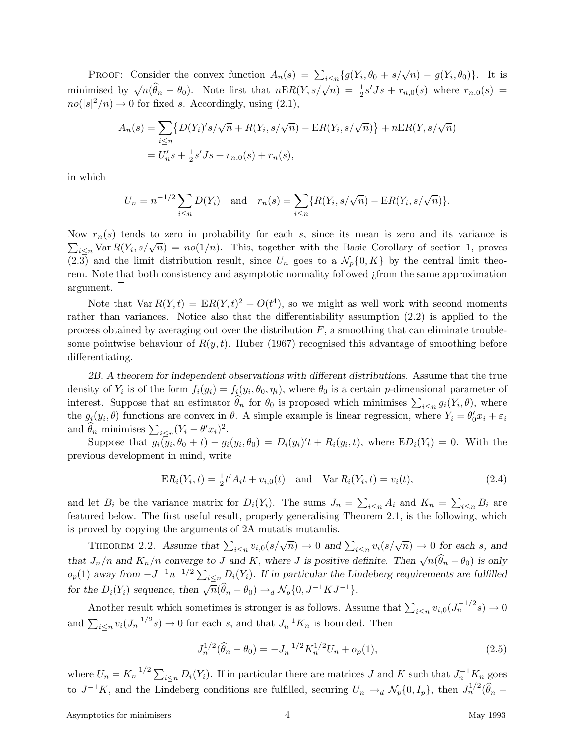PROOF: Consider the convex function $A_n(s) = \sum_{i\le n}\{g(Y_i,\theta_0+s/\sqrt{n}) - g(Y_i,\theta_0)\}$. It is minimised by $\sqrt{n}(\widehat\theta_n-\theta_0)$. Note first that $n\mathrm{E}R(Y,s/\sqrt{n}) = \frac12 s'Js + r_{n,0}(s)$ where $r_{n,0}(s) = no(|s|^2/n)\to 0$ for fixed $s$. Accordingly, using (2.1),

$$
\begin{aligned}
A_n(s) &= \sum_{i\le n}\big\{D(Y_i)'s/\sqrt{n} + R(Y_i,s/\sqrt{n}) - \mathrm{E}R(Y_i,s/\sqrt{n})\big\} + n\mathrm{E}R(Y,s/\sqrt{n})\\
&= U_n's + \tfrac12 s'Js + r_{n,0}(s) + r_n(s),
\end{aligned}
$$

in which

$$
U_n = n^{-1/2}\sum_{i\le n} D(Y_i) \quad\text{and}\quad r_n(s) = \sum_{i\le n}\{R(Y_i,s/\sqrt{n}) - \mathrm{E}R(Y_i,s/\sqrt{n})\}.
$$

Now $r_n(s)$ tends to zero in probability for each $s$, since its mean is zero and its variance is $\sum_{i\le n}\mathrm{Var}\,R(Y_i,s/\sqrt{n}) = no(1/n)$. This, together with the Basic Corollary of section 1, proves (2.3) and the limit distribution result, since $U_n$ goes to a $\mathcal{N}_p\{0,K\}$ by the central limit theorem. Note that both consistency and asymptotic normality followed ¿from the same approximation argument. □

Note that $\mathrm{Var}\,R(Y,t) = \mathrm{E}R(Y,t)^2 + O(t^4)$, so we might as well work with second moments rather than variances. Notice also that the differentiability assumption (2.2) is applied to the process obtained by averaging out over the distribution $F$, a smoothing that can eliminate troublesome pointwise behaviour of $R(y,t)$. Huber (1967) recognised this advantage of smoothing before differentiating.

*2B. A theorem for independent observations with different distributions.* Assume that the true density of $Y_i$ is of the form $f_i(y_i) = f_i(y_i,\theta_0,\eta_i)$, where $\theta_0$ is a certain $p$-dimensional parameter of interest. Suppose that an estimator $\widehat\theta_n$ for $\theta_0$ is proposed which minimises $\sum_{i\le n} g_i(Y_i,\theta)$, where the $g_i(y_i,\theta)$ functions are convex in $\theta$. A simple example is linear regression, where $Y_i = \theta_0'x_i + \varepsilon_i$ and $\widehat\theta_n$ minimises $\sum_{i\le n}(Y_i-\theta'x_i)^2$.

Suppose that $g_i(y_i,\theta_0+t) - g_i(y_i,\theta_0) = D_i(y_i)'t + R_i(y_i,t)$, where $\mathrm{E}D_i(Y_i) = 0$. With the previous development in mind, write

$$
\mathrm{E}R_i(Y_i,t) = \tfrac12 t'A_it + v_{i,0}(t) \quad\text{and}\quad \mathrm{Var}\,R_i(Y_i,t) = v_i(t), \tag{2.4}
$$

and let $B_i$ be the variance matrix for $D_i(Y_i)$. The sums $J_n = \sum_{i\le n} A_i$ and $K_n = \sum_{i\le n} B_i$ are featured below. The first useful result, properly generalising Theorem 2.1, is the following, which is proved by copying the arguments of 2A mutatis mutandis.

THEOREM 2.2. *Assume that $\sum_{i\le n} v_{i,0}(s/\sqrt{n})\to 0$ and $\sum_{i\le n} v_i(s/\sqrt{n})\to 0$ for each $s$, and that $J_n/n$ and $K_n/n$ converge to $J$ and $K$, where $J$ is positive definite. Then $\sqrt{n}(\widehat\theta_n-\theta_0)$ is only $o_p(1)$ away from $-J^{-1}n^{-1/2}\sum_{i\le n} D_i(Y_i)$. If in particular the Lindeberg requirements are fulfilled for the $D_i(Y_i)$ sequence, then $\sqrt{n}(\widehat\theta_n-\theta_0)\to_d \mathcal{N}_p\{0,J^{-1}KJ^{-1}\}$.*

Another result which sometimes is stronger is as follows. Assume that $\sum_{i\le n} v_{i,0}(J_n^{-1/2}s)\to 0$ and $\sum_{i\le n} v_i(J_n^{-1/2}s)\to 0$ for each $s$, and that $J_n^{-1}K_n$ is bounded. Then

$$
J_n^{1/2}(\widehat\theta_n-\theta_0) = -J_n^{-1/2}K_n^{1/2}U_n + o_p(1), \tag{2.5}
$$

where $U_n = K_n^{-1/2}\sum_{i\le n} D_i(Y_i)$. If in particular there are matrices $J$ and $K$ such that $J_n^{-1}K_n$ goes to $J^{-1}K$, and the Lindeberg conditions are fulfilled, securing $U_n\to_d \mathcal{N}_p\{0,I_p\}$, then $J_n^{1/2}(\widehat\theta_n -$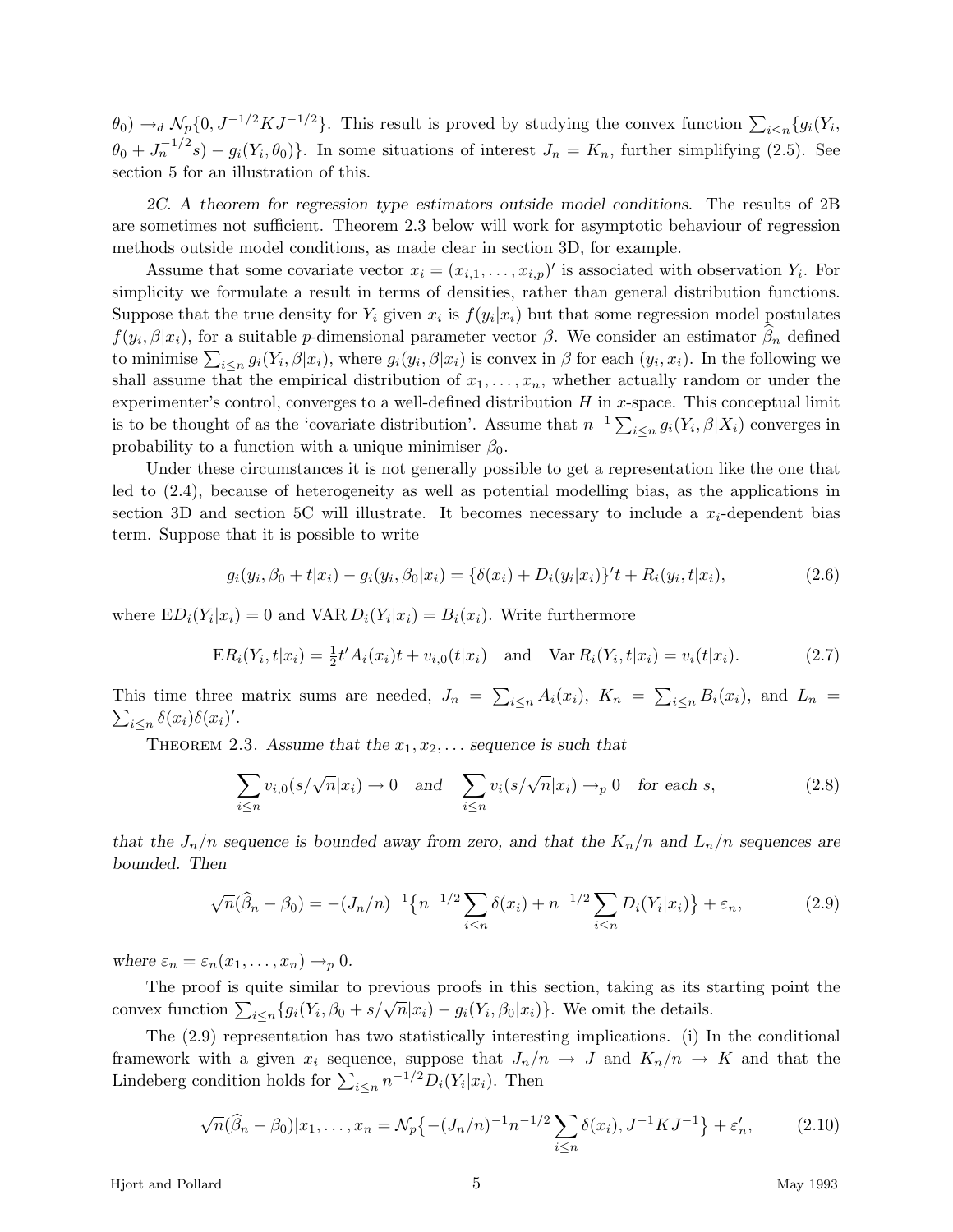$\theta_0) \to_d \mathcal{N}_p\{0, J^{-1/2}KJ^{-1/2}\}$. This result is proved by studying the convex function $\sum_{i\le n}\{g_i(Y_i, \theta_0 + J_n^{-1/2}s) - g_i(Y_i,\theta_0)\}$. In some situations of interest $J_n = K_n$, further simplifying (2.5). See section 5 for an illustration of this.

*2C. A theorem for regression type estimators outside model conditions.* The results of 2B are sometimes not sufficient. Theorem 2.3 below will work for asymptotic behaviour of regression methods outside model conditions, as made clear in section 3D, for example.

Assume that some covariate vector $x_i = (x_{i,1},\ldots,x_{i,p})'$ is associated with observation $Y_i$. For simplicity we formulate a result in terms of densities, rather than general distribution functions. Suppose that the true density for $Y_i$ given $x_i$ is $f(y_i|x_i)$ but that some regression model postulates $f(y_i,\beta|x_i)$, for a suitable $p$-dimensional parameter vector $\beta$. We consider an estimator $\widehat\beta_n$ defined to minimise $\sum_{i\le n} g_i(Y_i,\beta|x_i)$, where $g_i(y_i,\beta|x_i)$ is convex in $\beta$ for each $(y_i,x_i)$. In the following we shall assume that the empirical distribution of $x_1,\ldots,x_n$, whether actually random or under the experimenter's control, converges to a well-defined distribution $H$ in $x$-space. This conceptual limit is to be thought of as the 'covariate distribution'. Assume that $n^{-1}\sum_{i\le n} g_i(Y_i,\beta|X_i)$ converges in probability to a function with a unique minimiser $\beta_0$.

Under these circumstances it is not generally possible to get a representation like the one that led to (2.4), because of heterogeneity as well as potential modelling bias, as the applications in section 3D and section 5C will illustrate. It becomes necessary to include a $x_i$-dependent bias term. Suppose that it is possible to write

$$g_i(y_i,\beta_0+t|x_i) - g_i(y_i,\beta_0|x_i) = \{\delta(x_i) + D_i(y_i|x_i)\}'t + R_i(y_i,t|x_i), \tag{2.6}$$

where $\mathrm{E}D_i(Y_i|x_i) = 0$ and $\mathrm{VAR}\, D_i(Y_i|x_i) = B_i(x_i)$. Write furthermore

$$\mathrm{E}R_i(Y_i,t|x_i) = \tfrac12 t'A_i(x_i)t + v_{i,0}(t|x_i) \quad\text{and}\quad \mathrm{Var}\, R_i(Y_i,t|x_i) = v_i(t|x_i). \tag{2.7}$$

This time three matrix sums are needed, $J_n = \sum_{i\le n} A_i(x_i)$, $K_n = \sum_{i\le n} B_i(x_i)$, and $L_n = \sum_{i\le n}\delta(x_i)\delta(x_i)'$.

Theorem 2.3. *Assume that the $x_1, x_2, \ldots$ sequence is such that*

$$\sum_{i\le n} v_{i,0}(s/\sqrt{n}|x_i) \to 0 \quad\textit{and}\quad \sum_{i\le n} v_i(s/\sqrt{n}|x_i) \to_p 0 \quad \textit{for each } s, \tag{2.8}$$

*that the $J_n/n$ sequence is bounded away from zero, and that the $K_n/n$ and $L_n/n$ sequences are bounded. Then*

$$\sqrt{n}(\widehat\beta_n - \beta_0) = -(J_n/n)^{-1}\big\{n^{-1/2}\sum_{i\le n}\delta(x_i) + n^{-1/2}\sum_{i\le n} D_i(Y_i|x_i)\big\} + \varepsilon_n, \tag{2.9}$$

*where $\varepsilon_n = \varepsilon_n(x_1,\ldots,x_n) \to_p 0$.*

The proof is quite similar to previous proofs in this section, taking as its starting point the convex function $\sum_{i\le n}\{g_i(Y_i,\beta_0+s/\sqrt{n}|x_i) - g_i(Y_i,\beta_0|x_i)\}$. We omit the details.

The (2.9) representation has two statistically interesting implications. (i) In the conditional framework with a given $x_i$ sequence, suppose that $J_n/n \to J$ and $K_n/n \to K$ and that the Lindeberg condition holds for $\sum_{i\le n} n^{-1/2}D_i(Y_i|x_i)$. Then

$$\sqrt{n}(\widehat\beta_n - \beta_0)|x_1,\ldots,x_n = \mathcal{N}_p\big\{-(J_n/n)^{-1}n^{-1/2}\sum_{i\le n}\delta(x_i), J^{-1}KJ^{-1}\big\} + \varepsilon_n', \tag{2.10}$$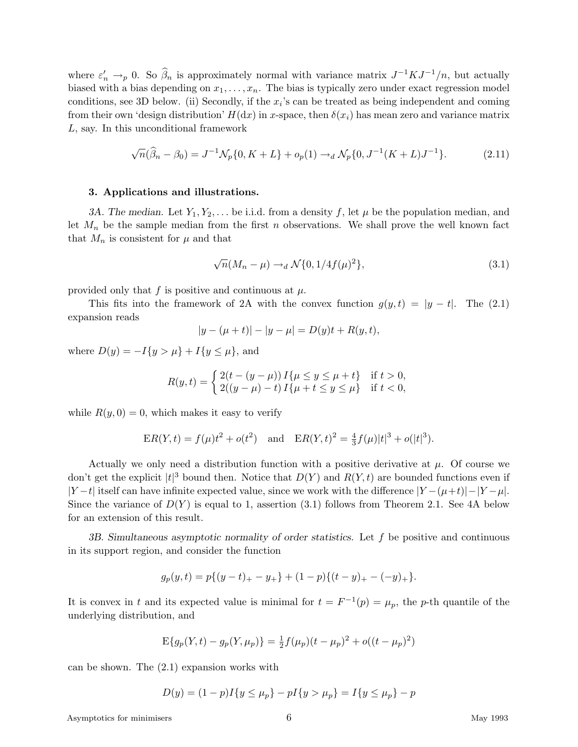where $\varepsilon_n' \to_p 0$. So $\widehat\beta_n$ is approximately normal with variance matrix $J^{-1}KJ^{-1}/n$, but actually biased with a bias depending on $x_1, \ldots, x_n$. The bias is typically zero under exact regression model conditions, see 3D below. (ii) Secondly, if the $x_i$'s can be treated as being independent and coming from their own 'design distribution' $H(\mathrm{d}x)$ in $x$-space, then $\delta(x_i)$ has mean zero and variance matrix $L$, say. In this unconditional framework

$$\sqrt{n}(\widehat\beta_n - \beta_0) = J^{-1}\mathcal{N}_p\{0, K+L\} + o_p(1) \to_d \mathcal{N}_p\{0, J^{-1}(K+L)J^{-1}\}. \tag{2.11}$$

### 3. Applications and illustrations.

*3A. The median.* Let $Y_1, Y_2, \ldots$ be i.i.d. from a density $f$, let $\mu$ be the population median, and let $M_n$ be the sample median from the first $n$ observations. We shall prove the well known fact that $M_n$ is consistent for $\mu$ and that

$$\sqrt{n}(M_n - \mu) \to_d \mathcal{N}\{0, 1/4f(\mu)^2\}, \tag{3.1}$$

provided only that $f$ is positive and continuous at $\mu$.

This fits into the framework of 2A with the convex function $g(y,t) = |y-t|$. The (2.1) expansion reads

$$|y - (\mu + t)| - |y - \mu| = D(y)t + R(y,t),$$

where $D(y) = -I\{y > \mu\} + I\{y \le \mu\}$, and

$$R(y,t) = \begin{cases} 2(t - (y-\mu))\, I\{\mu \le y \le \mu + t\} & \text{if } t > 0, \\ 2((y-\mu) - t)\, I\{\mu + t \le y \le \mu\} & \text{if } t < 0, \end{cases}$$

while $R(y,0) = 0$, which makes it easy to verify

$$\mathrm{E}R(Y,t) = f(\mu)t^2 + o(t^2) \quad \text{and} \quad \mathrm{E}R(Y,t)^2 = \tfrac{4}{3}f(\mu)|t|^3 + o(|t|^3).$$

Actually we only need a distribution function with a positive derivative at $\mu$. Of course we don't get the explicit $|t|^3$ bound then. Notice that $D(Y)$ and $R(Y,t)$ are bounded functions even if $|Y-t|$ itself can have infinite expected value, since we work with the difference $|Y-(\mu+t)| - |Y-\mu|$. Since the variance of $D(Y)$ is equal to 1, assertion (3.1) follows from Theorem 2.1. See 4A below for an extension of this result.

*3B. Simultaneous asymptotic normality of order statistics.* Let $f$ be positive and continuous in its support region, and consider the function

$$g_p(y,t) = p\{(y-t)_+ - y_+\} + (1-p)\{(t-y)_+ - (-y)_+\}.$$

It is convex in $t$ and its expected value is minimal for $t = F^{-1}(p) = \mu_p$, the $p$-th quantile of the underlying distribution, and

$$\mathrm{E}\{g_p(Y,t) - g_p(Y,\mu_p)\} = \tfrac{1}{2}f(\mu_p)(t-\mu_p)^2 + o((t-\mu_p)^2)$$

can be shown. The (2.1) expansion works with

$$D(y) = (1-p)I\{y \le \mu_p\} - pI\{y > \mu_p\} = I\{y \le \mu_p\} - p$$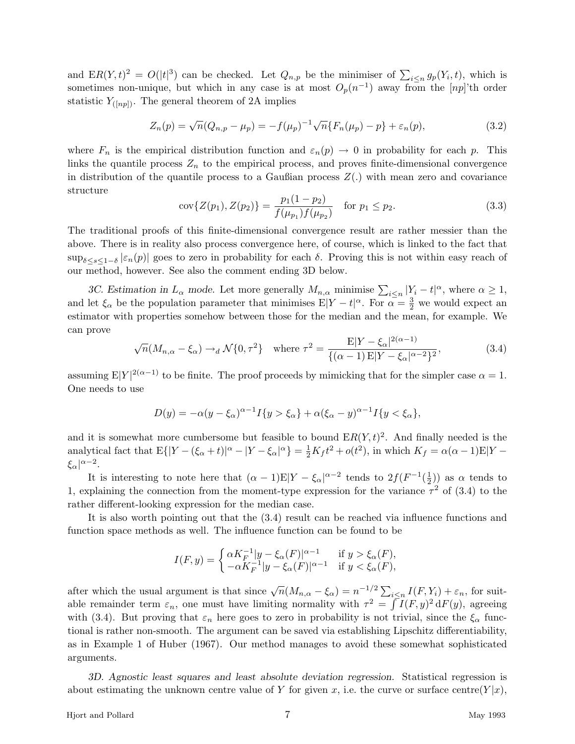and $\mathrm{E}R(Y,t)^2 = O(|t|^3)$ can be checked. Let $Q_{n,p}$ be the minimiser of $\sum_{i\le n} g_p(Y_i,t)$, which is sometimes non-unique, but which in any case is at most $O_p(n^{-1})$ away from the $[np]$'th order statistic $Y_{([np])}$. The general theorem of 2A implies

$$Z_n(p) = \sqrt{n}(Q_{n,p} - \mu_p) = -f(\mu_p)^{-1}\sqrt{n}\{F_n(\mu_p) - p\} + \varepsilon_n(p), \tag{3.2}$$

where $F_n$ is the empirical distribution function and $\varepsilon_n(p) \to 0$ in probability for each $p$. This links the quantile process $Z_n$ to the empirical process, and proves finite-dimensional convergence in distribution of the quantile process to a Gaußian process $Z(.)$ with mean zero and covariance structure

$$\mathrm{cov}\{Z(p_1), Z(p_2)\} = \frac{p_1(1-p_2)}{f(\mu_{p_1})f(\mu_{p_2})} \quad \text{for } p_1 \le p_2. \tag{3.3}$$

The traditional proofs of this finite-dimensional convergence result are rather messier than the above. There is in reality also process convergence here, of course, which is linked to the fact that $\sup_{\delta\le s\le 1-\delta}|\varepsilon_n(p)|$ goes to zero in probability for each $\delta$. Proving this is not within easy reach of our method, however. See also the comment ending 3D below.

*3C. Estimation in $L_\alpha$ mode.* Let more generally $M_{n,\alpha}$ minimise $\sum_{i\le n}|Y_i - t|^\alpha$, where $\alpha \ge 1$, and let $\xi_\alpha$ be the population parameter that minimises $\mathrm{E}|Y-t|^\alpha$. For $\alpha = \frac{3}{2}$ we would expect an estimator with properties somehow between those for the median and the mean, for example. We can prove

$$\sqrt{n}(M_{n,\alpha} - \xi_\alpha) \to_d \mathcal{N}\{0,\tau^2\} \quad \text{where } \tau^2 = \frac{\mathrm{E}|Y-\xi_\alpha|^{2(\alpha-1)}}{\{(\alpha-1)\,\mathrm{E}|Y-\xi_\alpha|^{\alpha-2}\}^2}, \tag{3.4}$$

assuming $\mathrm{E}|Y|^{2(\alpha-1)}$ to be finite. The proof proceeds by mimicking that for the simpler case $\alpha = 1$. One needs to use

$$D(y) = -\alpha(y-\xi_\alpha)^{\alpha-1}I\{y > \xi_\alpha\} + \alpha(\xi_\alpha - y)^{\alpha-1}I\{y < \xi_\alpha\},$$

and it is somewhat more cumbersome but feasible to bound $\mathrm{E}R(Y,t)^2$. And finally needed is the analytical fact that $\mathrm{E}\{|Y-(\xi_\alpha+t)|^\alpha - |Y-\xi_\alpha|^\alpha\} = \frac{1}{2}K_f t^2 + o(t^2)$, in which $K_f = \alpha(\alpha-1)\mathrm{E}|Y-\xi_\alpha|^{\alpha-2}$.

It is interesting to note here that $(\alpha-1)\mathrm{E}|Y-\xi_\alpha|^{\alpha-2}$ tends to $2f(F^{-1}(\frac{1}{2}))$ as $\alpha$ tends to 1, explaining the connection from the moment-type expression for the variance $\tau^2$ of (3.4) to the rather different-looking expression for the median case.

It is also worth pointing out that the (3.4) result can be reached via influence functions and function space methods as well. The influence function can be found to be

$$I(F,y) = \begin{cases} \alpha K_F^{-1}|y-\xi_\alpha(F)|^{\alpha-1} & \text{if } y > \xi_\alpha(F), \\ -\alpha K_F^{-1}|y-\xi_\alpha(F)|^{\alpha-1} & \text{if } y < \xi_\alpha(F), \end{cases}$$

after which the usual argument is that since $\sqrt{n}(M_{n,\alpha} - \xi_\alpha) = n^{-1/2}\sum_{i\le n} I(F,Y_i) + \varepsilon_n$, for suitable remainder term $\varepsilon_n$, one must have limiting normality with $\tau^2 = \int I(F,y)^2\,\mathrm{d}F(y)$, agreeing with (3.4). But proving that $\varepsilon_n$ here goes to zero in probability is not trivial, since the $\xi_\alpha$ functional is rather non-smooth. The argument can be saved via establishing Lipschitz differentiability, as in Example 1 of Huber (1967). Our method manages to avoid these somewhat sophisticated arguments.

*3D. Agnostic least squares and least absolute deviation regression.* Statistical regression is about estimating the unknown centre value of $Y$ for given $x$, i.e. the curve or surface $\mathrm{centre}(Y|x)$,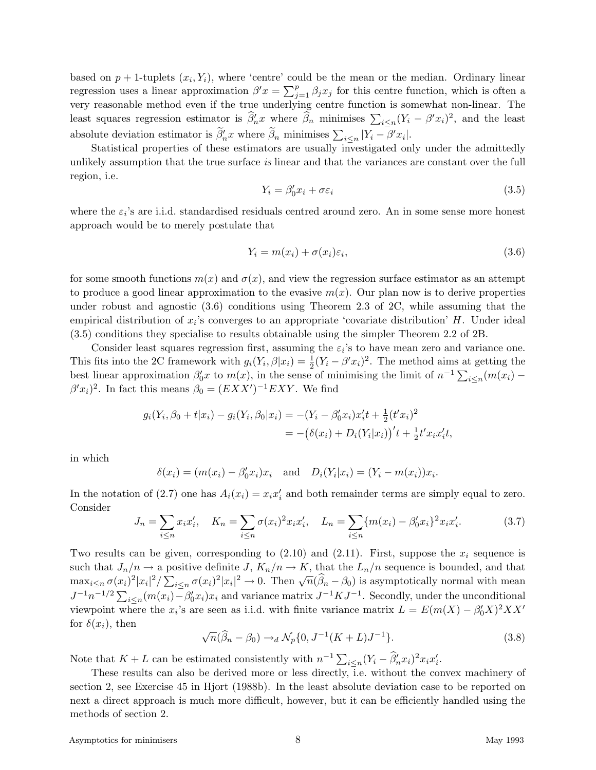based on $p+1$-tuplets $(x_i, Y_i)$, where 'centre' could be the mean or the median. Ordinary linear regression uses a linear approximation $\beta' x = \sum_{j=1}^p \beta_j x_j$ for this centre function, which is often a very reasonable method even if the true underlying centre function is somewhat non-linear. The least squares regression estimator is $\widehat\beta_n' x$ where $\widehat\beta_n$ minimises $\sum_{i\le n}(Y_i - \beta' x_i)^2$, and the least absolute deviation estimator is $\widetilde\beta_n' x$ where $\widetilde\beta_n$ minimises $\sum_{i\le n}|Y_i - \beta' x_i|$.

Statistical properties of these estimators are usually investigated only under the admittedly unlikely assumption that the true surface *is* linear and that the variances are constant over the full region, i.e.

$$Y_i = \beta_0' x_i + \sigma\varepsilon_i \tag{3.5}$$

where the $\varepsilon_i$'s are i.i.d. standardised residuals centred around zero. An in some sense more honest approach would be to merely postulate that

$$Y_i = m(x_i) + \sigma(x_i)\varepsilon_i, \tag{3.6}$$

for some smooth functions $m(x)$ and $\sigma(x)$, and view the regression surface estimator as an attempt to produce a good linear approximation to the evasive $m(x)$. Our plan now is to derive properties under robust and agnostic (3.6) conditions using Theorem 2.3 of 2C, while assuming that the empirical distribution of $x_i$'s converges to an appropriate 'covariate distribution' $H$. Under ideal (3.5) conditions they specialise to results obtainable using the simpler Theorem 2.2 of 2B.

Consider least squares regression first, assuming the $\varepsilon_i$'s to have mean zero and variance one. This fits into the 2C framework with $g_i(Y_i, \beta|x_i) = \frac12 (Y_i - \beta' x_i)^2$. The method aims at getting the best linear approximation $\beta_0' x$ to $m(x)$, in the sense of minimising the limit of $n^{-1}\sum_{i\le n}(m(x_i) - \beta' x_i)^2$. In fact this means $\beta_0 = (EXX')^{-1} EXY$. We find

$$\begin{aligned} g_i(Y_i, \beta_0 + t|x_i) - g_i(Y_i, \beta_0|x_i) &= -(Y_i - \beta_0' x_i)x_i' t + \tfrac12 (t' x_i)^2 \\ &= -\big(\delta(x_i) + D_i(Y_i|x_i)\big)' t + \tfrac12 t' x_i x_i' t, \end{aligned}$$

in which

$$\delta(x_i) = (m(x_i) - \beta_0' x_i)x_i \quad \text{and} \quad D_i(Y_i|x_i) = (Y_i - m(x_i))x_i.$$

In the notation of (2.7) one has $A_i(x_i) = x_i x_i'$ and both remainder terms are simply equal to zero. Consider

$$J_n = \sum_{i\le n} x_i x_i', \quad K_n = \sum_{i\le n} \sigma(x_i)^2 x_i x_i', \quad L_n = \sum_{i\le n}\{m(x_i) - \beta_0' x_i\}^2 x_i x_i'. \tag{3.7}$$

Two results can be given, corresponding to (2.10) and (2.11). First, suppose the $x_i$ sequence is such that $J_n/n \to$ a positive definite $J$, $K_n/n \to K$, that the $L_n/n$ sequence is bounded, and that $\max_{i\le n}\sigma(x_i)^2|x_i|^2/\sum_{i\le n}\sigma(x_i)^2|x_i|^2 \to 0$. Then $\sqrt{n}(\widehat\beta_n - \beta_0)$ is asymptotically normal with mean $J^{-1}n^{-1/2}\sum_{i\le n}(m(x_i) - \beta_0' x_i)x_i$ and variance matrix $J^{-1}KJ^{-1}$. Secondly, under the unconditional viewpoint where the $x_i$'s are seen as i.i.d. with finite variance matrix $L = E(m(X) - \beta_0' X)^2 XX'$ for $\delta(x_i)$, then

$$\sqrt{n}(\widehat\beta_n - \beta_0) \to_d \mathcal{N}_p\{0, J^{-1}(K+L)J^{-1}\}. \tag{3.8}$$

Note that $K + L$ can be estimated consistently with $n^{-1}\sum_{i\le n}(Y_i - \widehat\beta_n' x_i)^2 x_i x_i'$.

These results can also be derived more or less directly, i.e. without the convex machinery of section 2, see Exercise 45 in Hjort (1988b). In the least absolute deviation case to be reported on next a direct approach is much more difficult, however, but it can be efficiently handled using the methods of section 2.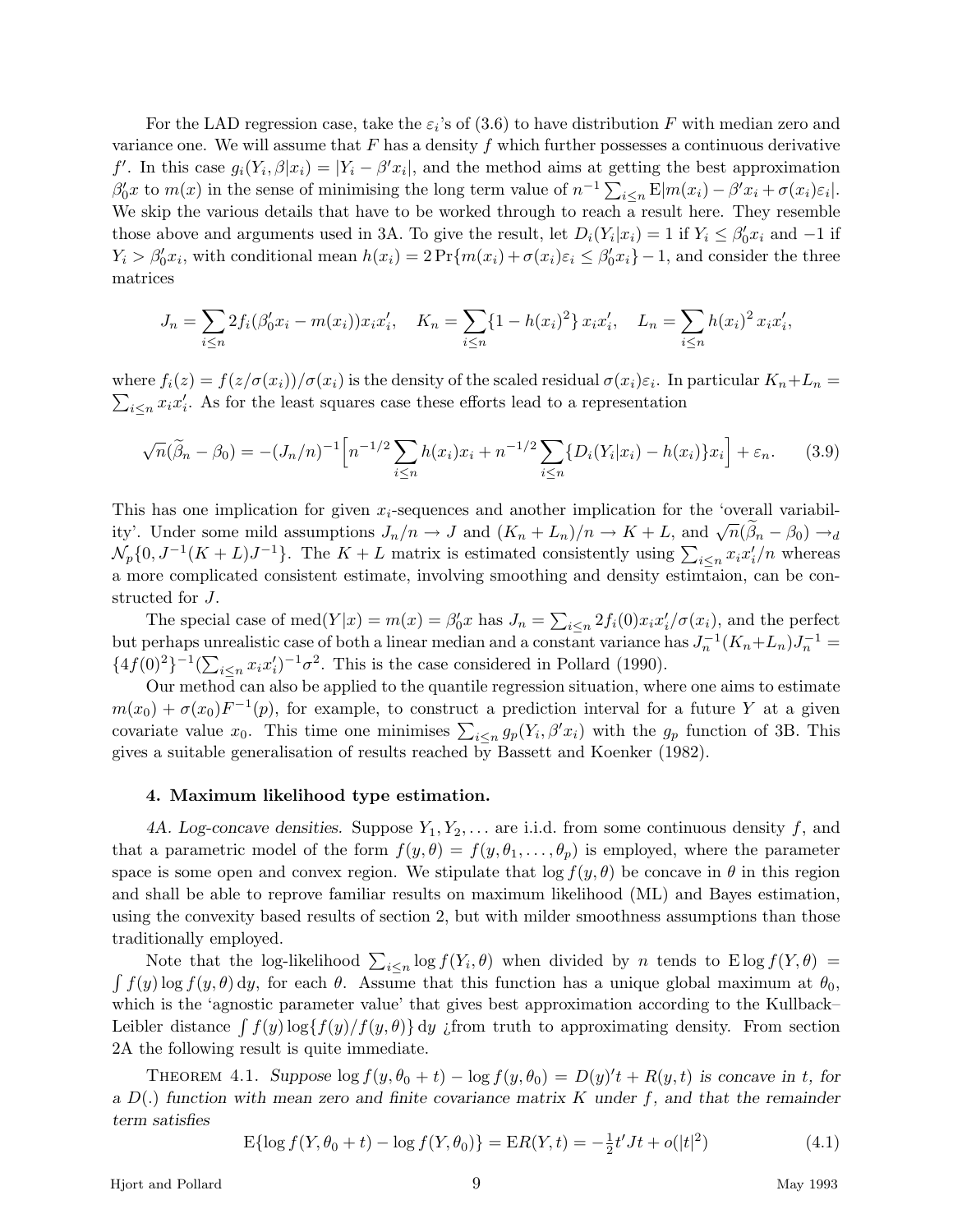For the LAD regression case, take the $\varepsilon_i$'s of (3.6) to have distribution $F$ with median zero and variance one. We will assume that $F$ has a density $f$ which further possesses a continuous derivative $f'$. In this case $g_i(Y_i, \beta | x_i) = |Y_i - \beta' x_i|$, and the method aims at getting the best approximation $\beta_0' x$ to $m(x)$ in the sense of minimising the long term value of $n^{-1} \sum_{i \le n} \mathrm{E} |m(x_i) - \beta' x_i + \sigma(x_i) \varepsilon_i|$. We skip the various details that have to be worked through to reach a result here. They resemble those above and arguments used in 3A. To give the result, let $D_i(Y_i | x_i) = 1$ if $Y_i \le \beta_0' x_i$ and $-1$ if $Y_i > \beta_0' x_i$, with conditional mean $h(x_i) = 2 \Pr\{m(x_i) + \sigma(x_i)\varepsilon_i \le \beta_0' x_i\} - 1$, and consider the three matrices

$$J_n = \sum_{i \le n} 2 f_i(\beta_0' x_i - m(x_i)) x_i x_i', \quad K_n = \sum_{i \le n} \{1 - h(x_i)^2\} x_i x_i', \quad L_n = \sum_{i \le n} h(x_i)^2 x_i x_i',$$

where $f_i(z) = f(z/\sigma(x_i))/\sigma(x_i)$ is the density of the scaled residual $\sigma(x_i)\varepsilon_i$. In particular $K_n + L_n = \sum_{i \le n} x_i x_i'$. As for the least squares case these efforts lead to a representation

$$\sqrt{n}(\widetilde{\beta}_n - \beta_0) = -(J_n/n)^{-1} \Big[ n^{-1/2} \sum_{i \le n} h(x_i) x_i + n^{-1/2} \sum_{i \le n} \{D_i(Y_i | x_i) - h(x_i)\} x_i \Big] + \varepsilon_n. \tag{3.9}$$

This has one implication for given $x_i$-sequences and another implication for the 'overall variability'. Under some mild assumptions $J_n/n \to J$ and $(K_n + L_n)/n \to K + L$, and $\sqrt{n}(\widetilde{\beta}_n - \beta_0) \to_d \mathcal{N}_p\{0, J^{-1}(K+L)J^{-1}\}$. The $K + L$ matrix is estimated consistently using $\sum_{i \le n} x_i x_i'/n$ whereas a more complicated consistent estimate, involving smoothing and density estimtaion, can be constructed for $J$.

The special case of $\mathrm{med}(Y|x) = m(x) = \beta_0' x$ has $J_n = \sum_{i \le n} 2 f_i(0) x_i x_i'/\sigma(x_i)$, and the perfect but perhaps unrealistic case of both a linear median and a constant variance has $J_n^{-1}(K_n + L_n) J_n^{-1} = \{4 f(0)^2\}^{-1} (\sum_{i \le n} x_i x_i')^{-1} \sigma^2$. This is the case considered in Pollard (1990).

Our method can also be applied to the quantile regression situation, where one aims to estimate $m(x_0) + \sigma(x_0) F^{-1}(p)$, for example, to construct a prediction interval for a future $Y$ at a given covariate value $x_0$. This time one minimises $\sum_{i \le n} g_p(Y_i, \beta' x_i)$ with the $g_p$ function of 3B. This gives a suitable generalisation of results reached by Bassett and Koenker (1982).

#### 4. Maximum likelihood type estimation.

*4A. Log-concave densities.* Suppose $Y_1, Y_2, \ldots$ are i.i.d. from some continuous density $f$, and that a parametric model of the form $f(y, \theta) = f(y, \theta_1, \ldots, \theta_p)$ is employed, where the parameter space is some open and convex region. We stipulate that $\log f(y, \theta)$ be concave in $\theta$ in this region and shall be able to reprove familiar results on maximum likelihood (ML) and Bayes estimation, using the convexity based results of section 2, but with milder smoothness assumptions than those traditionally employed.

Note that the log-likelihood $\sum_{i \le n} \log f(Y_i, \theta)$ when divided by $n$ tends to $\mathrm{E} \log f(Y, \theta) = \int f(y) \log f(y, \theta) \, \mathrm{d}y$, for each $\theta$. Assume that this function has a unique global maximum at $\theta_0$, which is the 'agnostic parameter value' that gives best approximation according to the Kullback–Leibler distance $\int f(y) \log\{f(y)/f(y, \theta)\} \, \mathrm{d}y$ ¿from truth to approximating density. From section 2A the following result is quite immediate.

Theorem 4.1. *Suppose $\log f(y, \theta_0 + t) - \log f(y, \theta_0) = D(y)'t + R(y, t)$ is concave in $t$, for a $D(.)$ function with mean zero and finite covariance matrix $K$ under $f$, and that the remainder term satisfies*

$$\mathrm{E}\{\log f(Y, \theta_0 + t) - \log f(Y, \theta_0)\} = \mathrm{E} R(Y, t) = -\tfrac{1}{2} t' J t + o(|t|^2) \tag{4.1}$$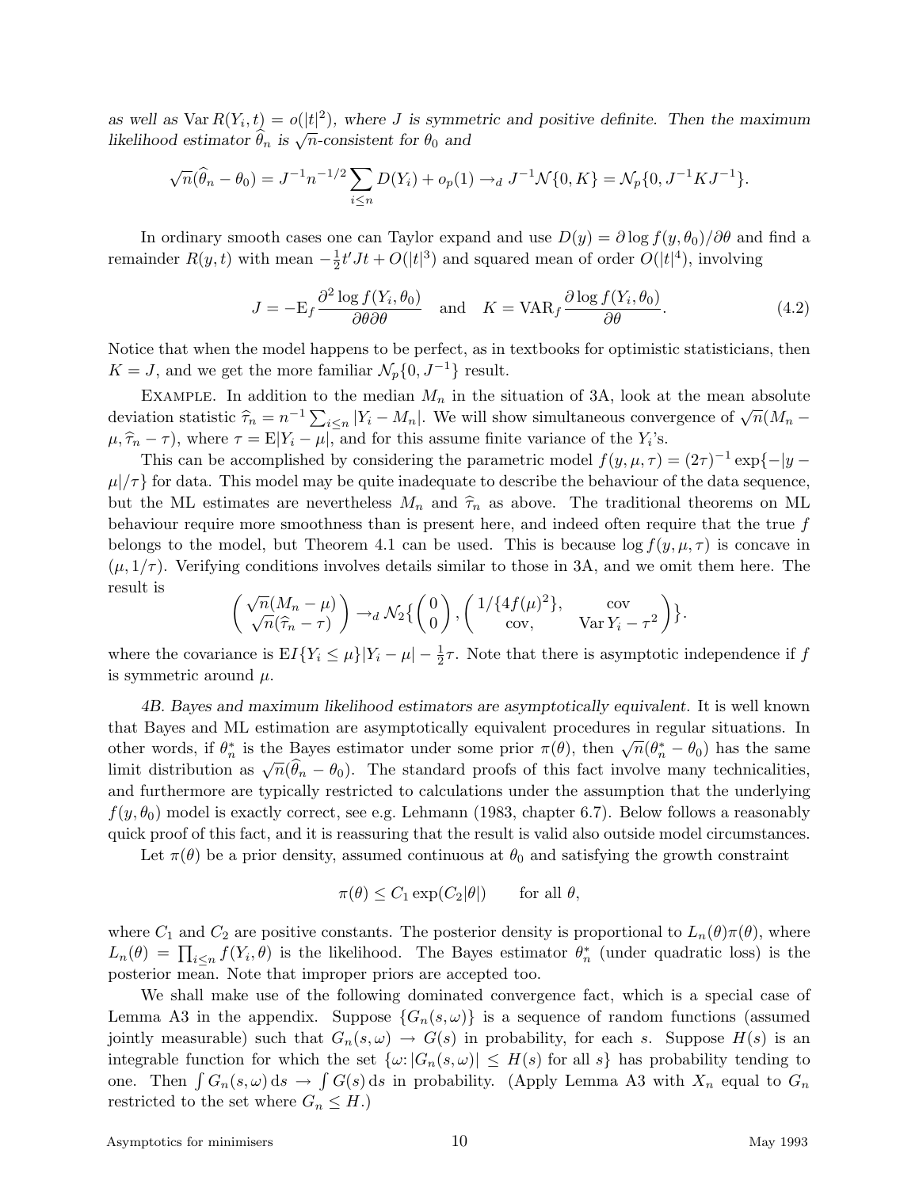*as well as* $\operatorname{Var} R(Y_i,t) = o(|t|^2)$*, where* $J$ *is symmetric and positive definite. Then the maximum likelihood estimator* $\widehat{\theta}_n$ *is* $\sqrt{n}$*-consistent for* $\theta_0$ *and*

$$\sqrt{n}(\widehat{\theta}_n - \theta_0) = J^{-1} n^{-1/2} \sum_{i \le n} D(Y_i) + o_p(1) \to_d J^{-1} \mathcal{N}\{0, K\} = \mathcal{N}_p\{0, J^{-1} K J^{-1}\}.$$

In ordinary smooth cases one can Taylor expand and use $D(y) = \partial \log f(y, \theta_0)/\partial \theta$ and find a remainder $R(y,t)$ with mean $-\frac{1}{2} t' J t + O(|t|^3)$ and squared mean of order $O(|t|^4)$, involving

$$J = -\mathrm{E}_f \frac{\partial^2 \log f(Y_i, \theta_0)}{\partial\theta\partial\theta} \quad \text{and} \quad K = \mathrm{VAR}_f \frac{\partial \log f(Y_i, \theta_0)}{\partial \theta}. \tag{4.2}$$

Notice that when the model happens to be perfect, as in textbooks for optimistic statisticians, then $K = J$, and we get the more familiar $\mathcal{N}_p\{0, J^{-1}\}$ result.

Example. In addition to the median $M_n$ in the situation of 3A, look at the mean absolute deviation statistic $\widehat{\tau}_n = n^{-1} \sum_{i \le n} |Y_i - M_n|$. We will show simultaneous convergence of $\sqrt{n}(M_n - \mu, \widehat{\tau}_n - \tau)$, where $\tau = \mathrm{E}|Y_i - \mu|$, and for this assume finite variance of the $Y_i$'s.

This can be accomplished by considering the parametric model $f(y, \mu, \tau) = (2\tau)^{-1} \exp\{-|y - \mu|/\tau\}$ for data. This model may be quite inadequate to describe the behaviour of the data sequence, but the ML estimates are nevertheless $M_n$ and $\widehat{\tau}_n$ as above. The traditional theorems on ML behaviour require more smoothness than is present here, and indeed often require that the true $f$ belongs to the model, but Theorem 4.1 can be used. This is because $\log f(y, \mu, \tau)$ is concave in $(\mu, 1/\tau)$. Verifying conditions involves details similar to those in 3A, and we omit them here. The result is

$$\begin{pmatrix} \sqrt{n}(M_n - \mu) \\ \sqrt{n}(\widehat{\tau}_n - \tau) \end{pmatrix} \to_d \mathcal{N}_2 \Big\{ \begin{pmatrix} 0 \\ 0 \end{pmatrix}, \begin{pmatrix} 1/\{4f(\mu)^2\}, & \mathrm{cov} \\ \mathrm{cov}, & \operatorname{Var} Y_i - \tau^2 \end{pmatrix} \Big\}.$$

where the covariance is $\mathrm{E} I\{Y_i \le \mu\} |Y_i - \mu| - \frac{1}{2}\tau$. Note that there is asymptotic independence if $f$ is symmetric around $\mu$.

*4B. Bayes and maximum likelihood estimators are asymptotically equivalent.* It is well known that Bayes and ML estimation are asymptotically equivalent procedures in regular situations. In other words, if $\theta^*_n$ is the Bayes estimator under some prior $\pi(\theta)$, then $\sqrt{n}(\theta^*_n - \theta_0)$ has the same limit distribution as $\sqrt{n}(\widehat{\theta}_n - \theta_0)$. The standard proofs of this fact involve many technicalities, and furthermore are typically restricted to calculations under the assumption that the underlying $f(y, \theta_0)$ model is exactly correct, see e.g. Lehmann (1983, chapter 6.7). Below follows a reasonably quick proof of this fact, and it is reassuring that the result is valid also outside model circumstances.

Let $\pi(\theta)$ be a prior density, assumed continuous at $\theta_0$ and satisfying the growth constraint

$$\pi(\theta) \le C_1 \exp(C_2 |\theta|) \qquad \text{for all } \theta,$$

where $C_1$ and $C_2$ are positive constants. The posterior density is proportional to $L_n(\theta)\pi(\theta)$, where $L_n(\theta) = \prod_{i \le n} f(Y_i, \theta)$ is the likelihood. The Bayes estimator $\theta^*_n$ (under quadratic loss) is the posterior mean. Note that improper priors are accepted too.

We shall make use of the following dominated convergence fact, which is a special case of Lemma A3 in the appendix. Suppose $\{G_n(s, \omega)\}$ is a sequence of random functions (assumed jointly measurable) such that $G_n(s, \omega) \to G(s)$ in probability, for each $s$. Suppose $H(s)$ is an integrable function for which the set $\{\omega : |G_n(s, \omega)| \le H(s) \text{ for all } s\}$ has probability tending to one. Then $\int G_n(s, \omega)\, ds \to \int G(s)\, ds$ in probability. (Apply Lemma A3 with $X_n$ equal to $G_n$ restricted to the set where $G_n \le H$.)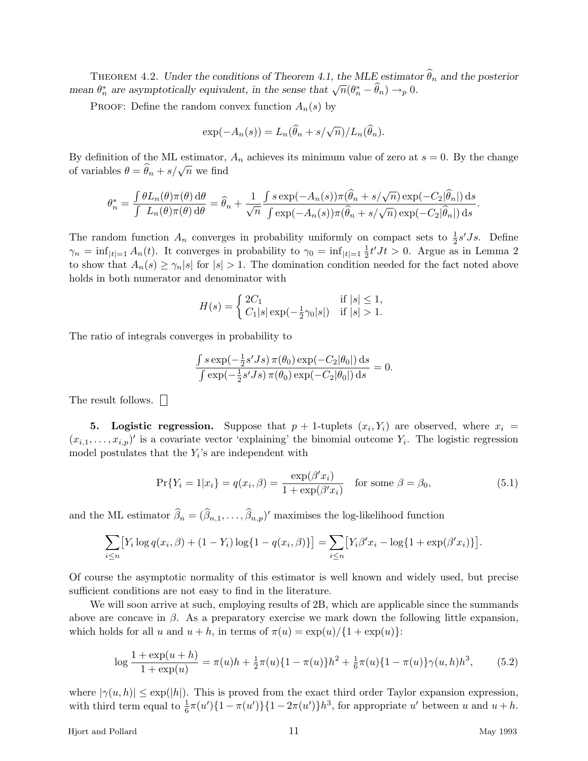THEOREM 4.2. *Under the conditions of Theorem 4.1, the MLE estimator $\widehat\theta_n$ and the posterior mean $\theta_n^*$ are asymptotically equivalent, in the sense that $\sqrt{n}(\theta_n^* - \widehat\theta_n) \to_p 0$.*

PROOF: Define the random convex function $A_n(s)$ by

$$\exp(-A_n(s)) = L_n(\widehat\theta_n + s/\sqrt{n})/L_n(\widehat\theta_n).$$

By definition of the ML estimator, $A_n$ achieves its minimum value of zero at $s = 0$. By the change of variables $\theta = \widehat\theta_n + s/\sqrt{n}$ we find

$$\theta_n^* = \frac{\int \theta L_n(\theta)\pi(\theta)\,\mathrm{d}\theta}{\int \ L_n(\theta)\pi(\theta)\,\mathrm{d}\theta} = \widehat\theta_n + \frac{1}{\sqrt{n}} \frac{\int s \exp(-A_n(s))\pi(\widehat\theta_n + s/\sqrt{n})\exp(-C_2|\widehat\theta_n|)\,\mathrm{d}s}{\int \exp(-A_n(s))\pi(\widehat\theta_n + s/\sqrt{n})\exp(-C_2|\widehat\theta_n|)\,\mathrm{d}s}.$$

The random function $A_n$ converges in probability uniformly on compact sets to $\frac{1}{2}s'Js$. Define $\gamma_n = \inf_{|t|=1} A_n(t)$. It converges in probability to $\gamma_0 = \inf_{|t|=1} \frac{1}{2}t'Jt > 0$. Argue as in Lemma 2 to show that $A_n(s) \ge \gamma_n |s|$ for $|s| > 1$. The domination condition needed for the fact noted above holds in both numerator and denominator with

$$H(s) = \begin{cases} 2C_1 & \text{if } |s| \le 1, \\ C_1|s|\exp(-\frac{1}{2}\gamma_0|s|) & \text{if } |s| > 1. \end{cases}$$

The ratio of integrals converges in probability to

$$\frac{\int s\exp(-\frac{1}{2}s'Js)\,\pi(\theta_0)\exp(-C_2|\theta_0|)\,\mathrm{d}s}{\int \exp(-\frac{1}{2}s'Js)\,\pi(\theta_0)\exp(-C_2|\theta_0|)\,\mathrm{d}s} = 0.$$

The result follows. □

## 5. Logistic regression.

Suppose that $p+1$-tuplets $(x_i, Y_i)$ are observed, where $x_i = (x_{i,1}, \ldots, x_{i,p})'$ is a covariate vector 'explaining' the binomial outcome $Y_i$. The logistic regression model postulates that the $Y_i$'s are independent with

$$\Pr\{Y_i = 1 | x_i\} = q(x_i, \beta) = \frac{\exp(\beta' x_i)}{1 + \exp(\beta' x_i)} \quad \text{for some } \beta = \beta_0, \tag{5.1}$$

and the ML estimator $\widehat\beta_n = (\widehat\beta_{n,1}, \ldots, \widehat\beta_{n,p})'$ maximises the log-likelihood function

$$\sum_{i \le n} \bigl[Y_i \log q(x_i, \beta) + (1 - Y_i)\log\{1 - q(x_i, \beta)\}\bigr] = \sum_{i \le n} \bigl[Y_i \beta' x_i - \log\{1 + \exp(\beta' x_i)\}\bigr].$$

Of course the asymptotic normality of this estimator is well known and widely used, but precise sufficient conditions are not easy to find in the literature.

We will soon arrive at such, employing results of 2B, which are applicable since the summands above are concave in $\beta$. As a preparatory exercise we mark down the following little expansion, which holds for all $u$ and $u + h$, in terms of $\pi(u) = \exp(u)/\{1 + \exp(u)\}$:

$$\log \frac{1 + \exp(u + h)}{1 + \exp(u)} = \pi(u)h + \tfrac{1}{2}\pi(u)\{1 - \pi(u)\}h^2 + \tfrac{1}{6}\pi(u)\{1 - \pi(u)\}\gamma(u, h)h^3, \tag{5.2}$$

where $|\gamma(u, h)| \le \exp(|h|)$. This is proved from the exact third order Taylor expansion expression, with third term equal to $\frac{1}{6}\pi(u')\{1 - \pi(u')\}\{1 - 2\pi(u')\}h^3$, for appropriate $u'$ between $u$ and $u + h$.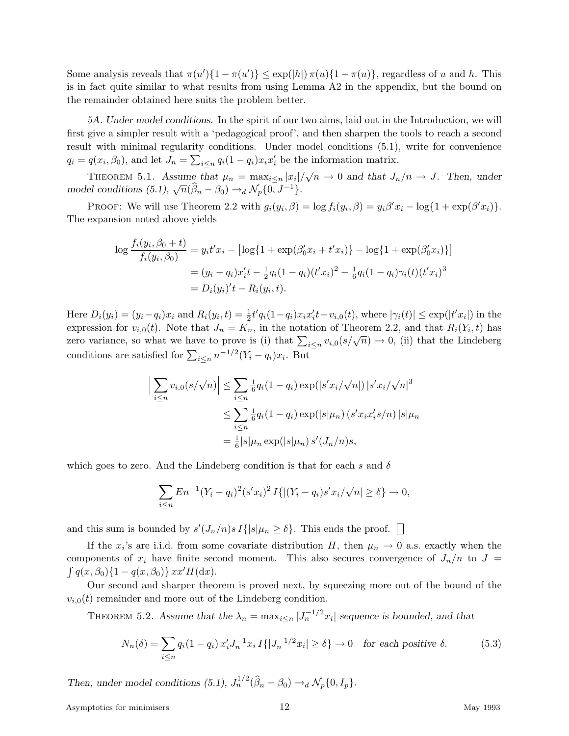Some analysis reveals that $\pi(u')\{1-\pi(u')\} \le \exp(|h|)\,\pi(u)\{1-\pi(u)\}$, regardless of $u$ and $h$. This is in fact quite similar to what results from using Lemma A2 in the appendix, but the bound on the remainder obtained here suits the problem better.

*5A. Under model conditions.* In the spirit of our two aims, laid out in the Introduction, we will first give a simpler result with a 'pedagogical proof', and then sharpen the tools to reach a second result with minimal regularity conditions. Under model conditions (5.1), write for convenience $q_i = q(x_i, \beta_0)$, and let $J_n = \sum_{i\le n} q_i(1-q_i)x_i x_i'$ be the information matrix.

THEOREM 5.1. *Assume that $\mu_n = \max_{i\le n}|x_i|/\sqrt{n} \to 0$ and that $J_n/n \to J$. Then, under model conditions (5.1), $\sqrt{n}(\widehat\beta_n - \beta_0) \to_d \mathcal{N}_p\{0, J^{-1}\}$.*

PROOF: We will use Theorem 2.2 with $g_i(y_i,\beta) = \log f_i(y_i,\beta) = y_i\beta' x_i - \log\{1+\exp(\beta' x_i)\}$. The expansion noted above yields

$$
\begin{aligned}
\log\frac{f_i(y_i,\beta_0+t)}{f_i(y_i,\beta_0)} &= y_i t' x_i - \big[\log\{1+\exp(\beta_0' x_i + t' x_i)\} - \log\{1+\exp(\beta_0' x_i)\}\big] \\
&= (y_i - q_i)x_i' t - \tfrac12 q_i(1-q_i)(t'x_i)^2 - \tfrac16 q_i(1-q_i)\gamma_i(t)(t'x_i)^3 \\
&= D_i(y_i)'t - R_i(y_i,t).
\end{aligned}
$$

Here $D_i(y_i) = (y_i - q_i)x_i$ and $R_i(y_i,t) = \frac12 t' q_i(1-q_i)x_i x_i' t + v_{i,0}(t)$, where $|\gamma_i(t)| \le \exp(|t'x_i|)$ in the expression for $v_{i,0}(t)$. Note that $J_n = K_n$, in the notation of Theorem 2.2, and that $R_i(Y_i,t)$ has zero variance, so what we have to prove is (i) that $\sum_{i\le n} v_{i,0}(s/\sqrt{n}) \to 0$, (ii) that the Lindeberg conditions are satisfied for $\sum_{i\le n} n^{-1/2}(Y_i - q_i)x_i$. But

$$
\begin{aligned}
\Big|\sum_{i\le n} v_{i,0}(s/\sqrt{n})\Big| &\le \sum_{i\le n} \tfrac16 q_i(1-q_i)\exp(|s'x_i/\sqrt{n}|)\,|s'x_i/\sqrt{n}|^3 \\
&\le \sum_{i\le n} \tfrac16 q_i(1-q_i)\exp(|s|\mu_n)\,(s'x_i x_i' s/n)\,|s|\mu_n \\
&= \tfrac16 |s|\mu_n \exp(|s|\mu_n)\, s'(J_n/n)s,
\end{aligned}
$$

which goes to zero. And the Lindeberg condition is that for each $s$ and $\delta$

$$
\sum_{i\le n} E n^{-1}(Y_i - q_i)^2(s'x_i)^2\, I\{|(Y_i - q_i)s'x_i/\sqrt{n}| \ge \delta\} \to 0,
$$

and this sum is bounded by $s'(J_n/n)s\, I\{|s|\mu_n \ge \delta\}$. This ends the proof. $\square$

If the $x_i$'s are i.i.d. from some covariate distribution $H$, then $\mu_n \to 0$ a.s. exactly when the components of $x_i$ have finite second moment. This also secures convergence of $J_n/n$ to $J = \int q(x,\beta_0)\{1-q(x,\beta_0)\}\,xx' H(\mathrm{d}x)$.

Our second and sharper theorem is proved next, by squeezing more out of the bound of the $v_{i,0}(t)$ remainder and more out of the Lindeberg condition.

THEOREM 5.2. *Assume that the $\lambda_n = \max_{i\le n}|J_n^{-1/2}x_i|$ sequence is bounded, and that*

$$
N_n(\delta) = \sum_{i\le n} q_i(1-q_i)\,x_i' J_n^{-1} x_i\, I\{|J_n^{-1/2}x_i| \ge \delta\} \to 0 \quad \text{for each positive } \delta. \tag{5.3}
$$

*Then, under model conditions (5.1), $J_n^{1/2}(\widehat\beta_n - \beta_0) \to_d \mathcal{N}_p\{0, I_p\}$.*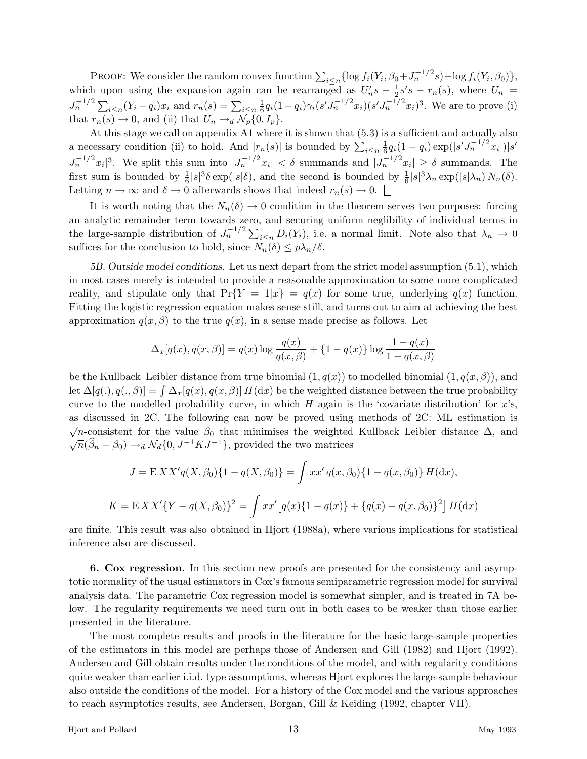PROOF: We consider the random convex function $\sum_{i\le n}\{\log f_i(Y_i,\beta_0+J_n^{-1/2}s)-\log f_i(Y_i,\beta_0)\}$, which upon using the expansion again can be rearranged as $U_n's-\frac12 s's-r_n(s)$, where $U_n = J_n^{-1/2}\sum_{i\le n}(Y_i-q_i)x_i$ and $r_n(s)=\sum_{i\le n}\frac16 q_i(1-q_i)\gamma_i(s'J_n^{-1/2}x_i)(s'J_n^{-1/2}x_i)^3$. We are to prove (i) that $r_n(s)\to 0$, and (ii) that $U_n\to_d \mathcal{N}_p\{0,I_p\}$.

At this stage we call on appendix A1 where it is shown that (5.3) is a sufficient and actually also a necessary condition (ii) to hold. And $|r_n(s)|$ is bounded by $\sum_{i\le n}\frac16 q_i(1-q_i)\exp(|s'J_n^{-1/2}x_i|)|s' J_n^{-1/2}x_i|^3$. We split this sum into $|J_n^{-1/2}x_i|<\delta$ summands and $|J_n^{-1/2}x_i|\ge\delta$ summands. The first sum is bounded by $\frac16|s|^3\delta\exp(|s|\delta)$, and the second is bounded by $\frac16|s|^3\lambda_n\exp(|s|\lambda_n)\,N_n(\delta)$. Letting $n\to\infty$ and $\delta\to0$ afterwards shows that indeed $r_n(s)\to0$. □

It is worth noting that the $N_n(\delta)\to0$ condition in the theorem serves two purposes: forcing an analytic remainder term towards zero, and securing uniform neglibility of individual terms in the large-sample distribution of $J_n^{-1/2}\sum_{i\le n}D_i(Y_i)$, i.e. a normal limit. Note also that $\lambda_n\to0$ suffices for the conclusion to hold, since $N_n(\delta)\le p\lambda_n/\delta$.

*5B. Outside model conditions.* Let us next depart from the strict model assumption (5.1), which in most cases merely is intended to provide a reasonable approximation to some more complicated reality, and stipulate only that $\Pr\{Y=1|x\}=q(x)$ for some true, underlying $q(x)$ function. Fitting the logistic regression equation makes sense still, and turns out to aim at achieving the best approximation $q(x,\beta)$ to the true $q(x)$, in a sense made precise as follows. Let

$$\Delta_x[q(x),q(x,\beta)]=q(x)\log\frac{q(x)}{q(x,\beta)}+\{1-q(x)\}\log\frac{1-q(x)}{1-q(x,\beta)}$$

be the Kullback–Leibler distance from true binomial $(1,q(x))$ to modelled binomial $(1,q(x,\beta))$, and let $\Delta[q(.),q(.,\beta)]=\int\Delta_x[q(x),q(x,\beta)]\,H(\mathrm{d}x)$ be the weighted distance between the true probability curve to the modelled probability curve, in which $H$ again is the 'covariate distribution' for $x$'s, as discussed in 2C. The following can now be proved using methods of 2C: ML estimation is $\sqrt{n}$-consistent for the value $\beta_0$ that minimises the weighted Kullback–Leibler distance $\Delta$, and $\sqrt{n}(\widehat\beta_n-\beta_0)\to_d\mathcal{N}_d\{0,J^{-1}KJ^{-1}\}$, provided the two matrices

$$J=\mathrm{E}\,XX'q(X,\beta_0)\{1-q(X,\beta_0)\}=\int xx'\,q(x,\beta_0)\{1-q(x,\beta_0)\}\,H(\mathrm{d}x),$$

$$K=\mathrm{E}\,XX'\{Y-q(X,\beta_0)\}^2=\int xx'\big[q(x)\{1-q(x)\}+\{q(x)-q(x,\beta_0)\}^2\big]\,H(\mathrm{d}x)$$

are finite. This result was also obtained in Hjort (1988a), where various implications for statistical inference also are discussed.

**6. Cox regression.** In this section new proofs are presented for the consistency and asymptotic normality of the usual estimators in Cox's famous semiparametric regression model for survival analysis data. The parametric Cox regression model is somewhat simpler, and is treated in 7A below. The regularity requirements we need turn out in both cases to be weaker than those earlier presented in the literature.

The most complete results and proofs in the literature for the basic large-sample properties of the estimators in this model are perhaps those of Andersen and Gill (1982) and Hjort (1992). Andersen and Gill obtain results under the conditions of the model, and with regularity conditions quite weaker than earlier i.i.d. type assumptions, whereas Hjort explores the large-sample behaviour also outside the conditions of the model. For a history of the Cox model and the various approaches to reach asymptotics results, see Andersen, Borgan, Gill & Keiding (1992, chapter VII).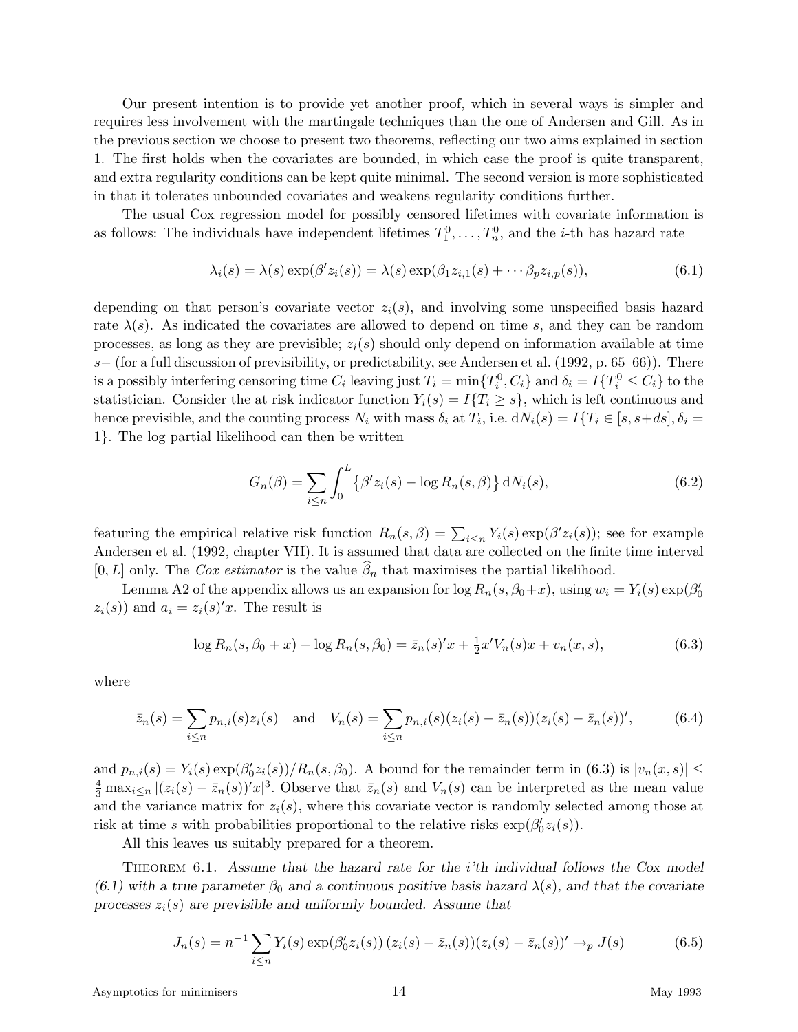Our present intention is to provide yet another proof, which in several ways is simpler and requires less involvement with the martingale techniques than the one of Andersen and Gill. As in the previous section we choose to present two theorems, reflecting our two aims explained in section 1. The first holds when the covariates are bounded, in which case the proof is quite transparent, and extra regularity conditions can be kept quite minimal. The second version is more sophisticated in that it tolerates unbounded covariates and weakens regularity conditions further.

The usual Cox regression model for possibly censored lifetimes with covariate information is as follows: The individuals have independent lifetimes $T_1^0, \ldots, T_n^0$, and the $i$-th has hazard rate

$$\lambda_i(s) = \lambda(s)\exp(\beta' z_i(s)) = \lambda(s)\exp(\beta_1 z_{i,1}(s) + \cdots \beta_p z_{i,p}(s)), \tag{6.1}$$

depending on that person's covariate vector $z_i(s)$, and involving some unspecified basis hazard rate $\lambda(s)$. As indicated the covariates are allowed to depend on time $s$, and they can be random processes, as long as they are previsible; $z_i(s)$ should only depend on information available at time $s-$ (for a full discussion of previsibility, or predictability, see Andersen et al. (1992, p. 65–66)). There is a possibly interfering censoring time $C_i$ leaving just $T_i = \min\{T_i^0, C_i\}$ and $\delta_i = I\{T_i^0 \le C_i\}$ to the statistician. Consider the at risk indicator function $Y_i(s) = I\{T_i \ge s\}$, which is left continuous and hence previsible, and the counting process $N_i$ with mass $\delta_i$ at $T_i$, i.e. $\mathrm{d}N_i(s) = I\{T_i \in [s, s+ds], \delta_i = 1\}$. The log partial likelihood can then be written

$$G_n(\beta) = \sum_{i \le n} \int_0^L \big\{\beta' z_i(s) - \log R_n(s,\beta)\big\}\,\mathrm{d}N_i(s), \tag{6.2}$$

featuring the empirical relative risk function $R_n(s,\beta) = \sum_{i\le n} Y_i(s)\exp(\beta' z_i(s))$; see for example Andersen et al. (1992, chapter VII). It is assumed that data are collected on the finite time interval $[0, L]$ only. The *Cox estimator* is the value $\widehat\beta_n$ that maximises the partial likelihood.

Lemma A2 of the appendix allows us an expansion for $\log R_n(s, \beta_0 + x)$, using $w_i = Y_i(s)\exp(\beta_0' z_i(s))$ and $a_i = z_i(s)'x$. The result is

$$\log R_n(s, \beta_0 + x) - \log R_n(s, \beta_0) = \bar z_n(s)'x + \tfrac12 x' V_n(s) x + v_n(x, s), \tag{6.3}$$

where

$$\bar z_n(s) = \sum_{i \le n} p_{n,i}(s) z_i(s) \quad \text{and} \quad V_n(s) = \sum_{i\le n} p_{n,i}(s)(z_i(s) - \bar z_n(s))(z_i(s) - \bar z_n(s))', \tag{6.4}$$

and $p_{n,i}(s) = Y_i(s)\exp(\beta_0' z_i(s))/R_n(s,\beta_0)$. A bound for the remainder term in (6.3) is $|v_n(x,s)| \le \frac43 \max_{i\le n} |(z_i(s) - \bar z_n(s))'x|^3$. Observe that $\bar z_n(s)$ and $V_n(s)$ can be interpreted as the mean value and the variance matrix for $z_i(s)$, where this covariate vector is randomly selected among those at risk at time $s$ with probabilities proportional to the relative risks $\exp(\beta_0' z_i(s))$.

All this leaves us suitably prepared for a theorem.

THEOREM 6.1. *Assume that the hazard rate for the i'th individual follows the Cox model (6.1) with a true parameter $\beta_0$ and a continuous positive basis hazard $\lambda(s)$, and that the covariate processes $z_i(s)$ are previsible and uniformly bounded. Assume that*

$$J_n(s) = n^{-1} \sum_{i \le n} Y_i(s)\exp(\beta_0' z_i(s))\,(z_i(s) - \bar z_n(s))(z_i(s) - \bar z_n(s))' \to_p J(s) \tag{6.5}$$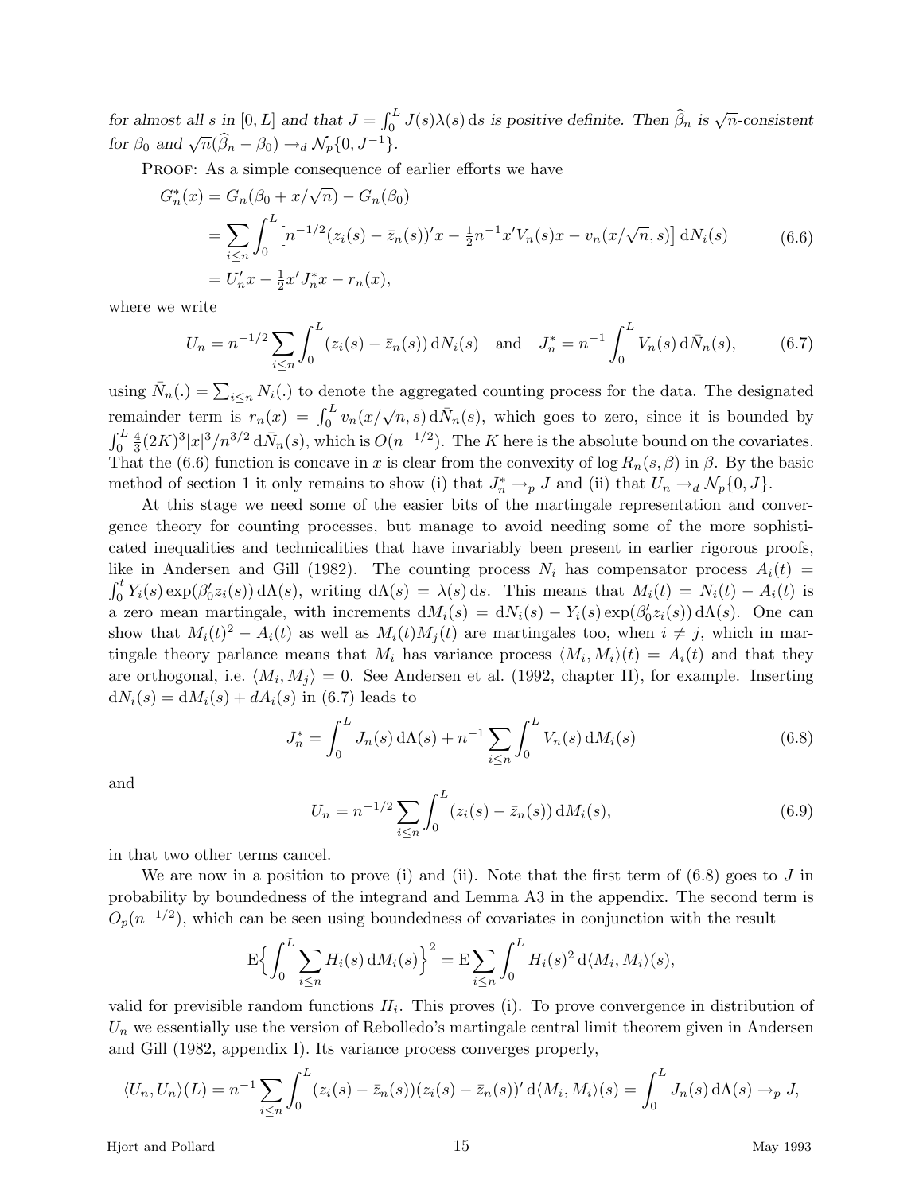*for almost all $s$ in $[0, L]$ and that $J = \int_0^L J(s)\lambda(s)\,\mathrm{d}s$ is positive definite. Then $\widehat\beta_n$ is $\sqrt{n}$-consistent for $\beta_0$ and $\sqrt{n}(\widehat\beta_n - \beta_0) \to_d \mathcal{N}_p\{0, J^{-1}\}$.*

Proof: As a simple consequence of earlier efforts we have

$$
\begin{aligned}
G_n^*(x) &= G_n(\beta_0 + x/\sqrt{n}) - G_n(\beta_0) \\
&= \sum_{i\le n} \int_0^L \bigl[n^{-1/2}(z_i(s) - \bar z_n(s))'x - \tfrac12 n^{-1} x'V_n(s)x - v_n(x/\sqrt{n}, s)\bigr]\,\mathrm{d}N_i(s) \qquad (6.6)\\
&= U_n'x - \tfrac12 x'J_n^* x - r_n(x),
\end{aligned}
$$

where we write

$$
U_n = n^{-1/2} \sum_{i\le n} \int_0^L (z_i(s) - \bar z_n(s))\,\mathrm{d}N_i(s) \quad \text{and} \quad J_n^* = n^{-1} \int_0^L V_n(s)\,\mathrm{d}\bar N_n(s), \qquad (6.7)
$$

using $\bar N_n(.) = \sum_{i\le n} N_i(.)$ to denote the aggregated counting process for the data. The designated remainder term is $r_n(x) = \int_0^L v_n(x/\sqrt{n}, s)\,\mathrm{d}\bar N_n(s)$, which goes to zero, since it is bounded by $\int_0^L \frac43 (2K)^3 |x|^3/n^{3/2}\,\mathrm{d}\bar N_n(s)$, which is $O(n^{-1/2})$. The $K$ here is the absolute bound on the covariates. That the (6.6) function is concave in $x$ is clear from the convexity of $\log R_n(s,\beta)$ in $\beta$. By the basic method of section 1 it only remains to show (i) that $J_n^* \to_p J$ and (ii) that $U_n \to_d \mathcal{N}_p\{0, J\}$.

At this stage we need some of the easier bits of the martingale representation and convergence theory for counting processes, but manage to avoid needing some of the more sophisticated inequalities and technicalities that have invariably been present in earlier rigorous proofs, like in Andersen and Gill (1982). The counting process $N_i$ has compensator process $A_i(t) = \int_0^t Y_i(s)\exp(\beta_0' z_i(s))\,\mathrm{d}\Lambda(s)$, writing $\mathrm{d}\Lambda(s) = \lambda(s)\,\mathrm{d}s$. This means that $M_i(t) = N_i(t) - A_i(t)$ is a zero mean martingale, with increments $\mathrm{d}M_i(s) = \mathrm{d}N_i(s) - Y_i(s)\exp(\beta_0' z_i(s))\,\mathrm{d}\Lambda(s)$. One can show that $M_i(t)^2 - A_i(t)$ as well as $M_i(t)M_j(t)$ are martingales too, when $i \ne j$, which in martingale theory parlance means that $M_i$ has variance process $\langle M_i, M_i\rangle(t) = A_i(t)$ and that they are orthogonal, i.e. $\langle M_i, M_j\rangle = 0$. See Andersen et al. (1992, chapter II), for example. Inserting $\mathrm{d}N_i(s) = \mathrm{d}M_i(s) + dA_i(s)$ in (6.7) leads to

$$
J_n^* = \int_0^L J_n(s)\,\mathrm{d}\Lambda(s) + n^{-1} \sum_{i\le n} \int_0^L V_n(s)\,\mathrm{d}M_i(s) \qquad (6.8)
$$

and

$$
U_n = n^{-1/2} \sum_{i\le n} \int_0^L (z_i(s) - \bar z_n(s))\,\mathrm{d}M_i(s), \qquad (6.9)
$$

in that two other terms cancel.

We are now in a position to prove (i) and (ii). Note that the first term of (6.8) goes to $J$ in probability by boundedness of the integrand and Lemma A3 in the appendix. The second term is $O_p(n^{-1/2})$, which can be seen using boundedness of covariates in conjunction with the result

$$
\mathrm{E}\Bigl\{\int_0^L \sum_{i\le n} H_i(s)\,\mathrm{d}M_i(s)\Bigr\}^2 = \mathrm{E}\sum_{i\le n} \int_0^L H_i(s)^2\,\mathrm{d}\langle M_i, M_i\rangle(s),
$$

valid for previsible random functions $H_i$. This proves (i). To prove convergence in distribution of $U_n$ we essentially use the version of Rebolledo's martingale central limit theorem given in Andersen and Gill (1982, appendix I). Its variance process converges properly,

$$
\langle U_n, U_n\rangle(L) = n^{-1} \sum_{i\le n} \int_0^L (z_i(s) - \bar z_n(s))(z_i(s) - \bar z_n(s))'\,\mathrm{d}\langle M_i, M_i\rangle(s) = \int_0^L J_n(s)\,\mathrm{d}\Lambda(s) \to_p J,
$$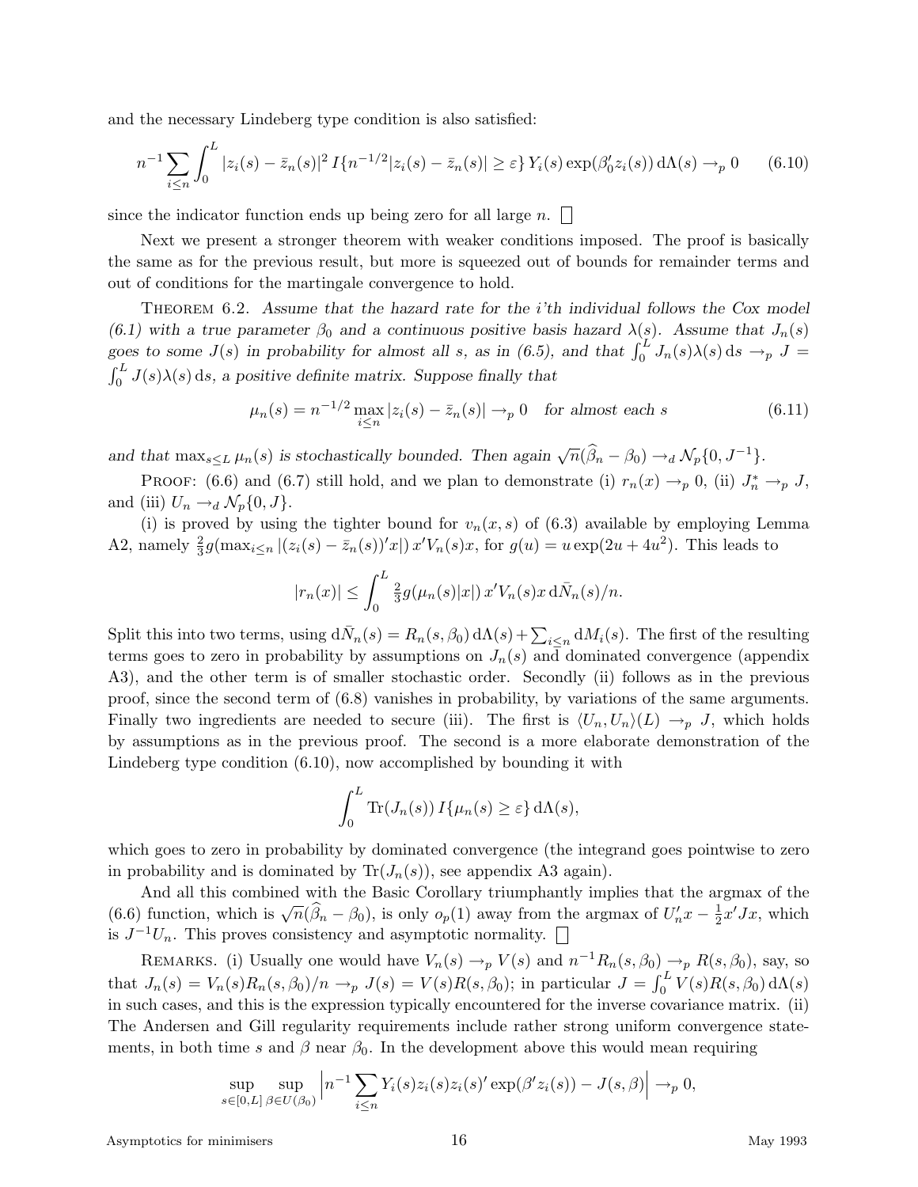and the necessary Lindeberg type condition is also satisfied:

$$n^{-1}\sum_{i\le n}\int_0^L |z_i(s)-\bar z_n(s)|^2\, I\{n^{-1/2}|z_i(s)-\bar z_n(s)|\ge\varepsilon\}\, Y_i(s)\exp(\beta_0' z_i(s))\,\mathrm{d}\Lambda(s)\to_p 0 \qquad (6.10)$$

since the indicator function ends up being zero for all large $n$. □

Next we present a stronger theorem with weaker conditions imposed. The proof is basically the same as for the previous result, but more is squeezed out of bounds for remainder terms and out of conditions for the martingale convergence to hold.

Theorem 6.2. *Assume that the hazard rate for the i'th individual follows the Cox model (6.1) with a true parameter $\beta_0$ and a continuous positive basis hazard $\lambda(s)$. Assume that $J_n(s)$ goes to some $J(s)$ in probability for almost all s, as in (6.5), and that $\int_0^L J_n(s)\lambda(s)\,\mathrm{d}s\to_p J=\int_0^L J(s)\lambda(s)\,\mathrm{d}s$, a positive definite matrix. Suppose finally that*

$$\mu_n(s)=n^{-1/2}\max_{i\le n}|z_i(s)-\bar z_n(s)|\to_p 0 \quad \textit{for almost each } s \qquad (6.11)$$

*and that $\max_{s\le L}\mu_n(s)$ is stochastically bounded. Then again $\sqrt{n}(\widehat\beta_n-\beta_0)\to_d \mathcal{N}_p\{0,J^{-1}\}$.*

Proof: (6.6) and (6.7) still hold, and we plan to demonstrate (i) $r_n(x)\to_p 0$, (ii) $J_n^*\to_p J$, and (iii) $U_n\to_d \mathcal{N}_p\{0,J\}$.

(i) is proved by using the tighter bound for $v_n(x,s)$ of (6.3) available by employing Lemma A2, namely $\frac{2}{3}g(\max_{i\le n}|(z_i(s)-\bar z_n(s))'x|)\,x'V_n(s)x$, for $g(u)=u\exp(2u+4u^2)$. This leads to

$$|r_n(x)|\le \int_0^L \tfrac{2}{3}g(\mu_n(s)|x|)\,x'V_n(s)x\,\mathrm{d}\bar N_n(s)/n.$$

Split this into two terms, using $\mathrm{d}\bar N_n(s)=R_n(s,\beta_0)\,\mathrm{d}\Lambda(s)+\sum_{i\le n}\mathrm{d}M_i(s)$. The first of the resulting terms goes to zero in probability by assumptions on $J_n(s)$ and dominated convergence (appendix A3), and the other term is of smaller stochastic order. Secondly (ii) follows as in the previous proof, since the second term of (6.8) vanishes in probability, by variations of the same arguments. Finally two ingredients are needed to secure (iii). The first is $\langle U_n,U_n\rangle(L)\to_p J$, which holds by assumptions as in the previous proof. The second is a more elaborate demonstration of the Lindeberg type condition (6.10), now accomplished by bounding it with

$$\int_0^L \mathrm{Tr}(J_n(s))\, I\{\mu_n(s)\ge\varepsilon\}\,\mathrm{d}\Lambda(s),$$

which goes to zero in probability by dominated convergence (the integrand goes pointwise to zero in probability and is dominated by $\mathrm{Tr}(J_n(s))$, see appendix A3 again).

And all this combined with the Basic Corollary triumphantly implies that the argmax of the (6.6) function, which is $\sqrt{n}(\widehat\beta_n-\beta_0)$, is only $o_p(1)$ away from the argmax of $U_n'x-\frac{1}{2}x'Jx$, which is $J^{-1}U_n$. This proves consistency and asymptotic normality. □

Remarks. (i) Usually one would have $V_n(s)\to_p V(s)$ and $n^{-1}R_n(s,\beta_0)\to_p R(s,\beta_0)$, say, so that $J_n(s)=V_n(s)R_n(s,\beta_0)/n\to_p J(s)=V(s)R(s,\beta_0)$; in particular $J=\int_0^L V(s)R(s,\beta_0)\,\mathrm{d}\Lambda(s)$ in such cases, and this is the expression typically encountered for the inverse covariance matrix. (ii) The Andersen and Gill regularity requirements include rather strong uniform convergence statements, in both time $s$ and $\beta$ near $\beta_0$. In the development above this would mean requiring

$$\sup_{s\in[0,L]}\sup_{\beta\in U(\beta_0)}\Big|n^{-1}\sum_{i\le n}Y_i(s)z_i(s)z_i(s)'\exp(\beta' z_i(s))-J(s,\beta)\Big|\to_p 0,$$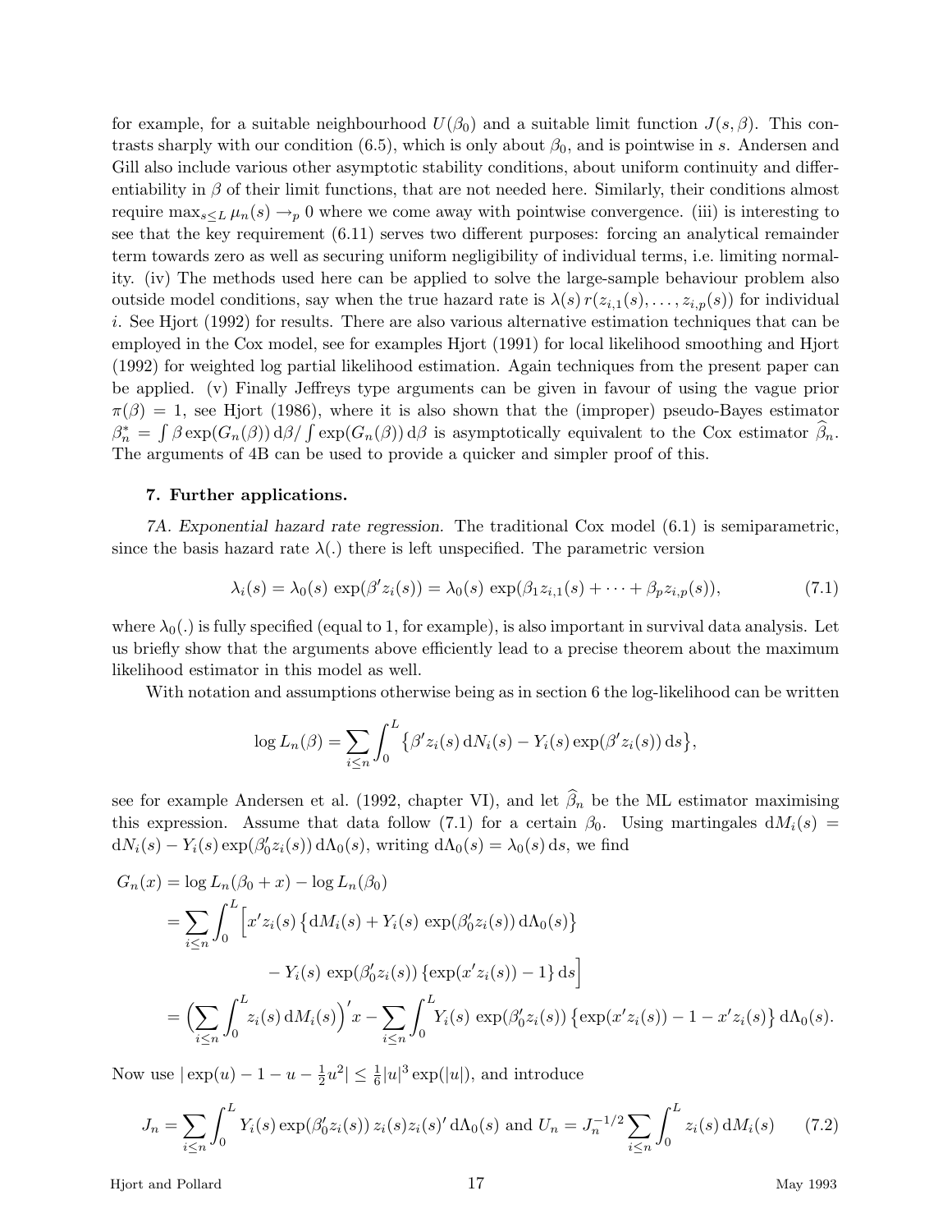for example, for a suitable neighbourhood $U(\beta_0)$ and a suitable limit function $J(s,\beta)$. This contrasts sharply with our condition (6.5), which is only about $\beta_0$, and is pointwise in $s$. Andersen and Gill also include various other asymptotic stability conditions, about uniform continuity and differentiability in $\beta$ of their limit functions, that are not needed here. Similarly, their conditions almost require $\max_{s\le L}\mu_n(s)\to_p 0$ where we come away with pointwise convergence. (iii) is interesting to see that the key requirement (6.11) serves two different purposes: forcing an analytical remainder term towards zero as well as securing uniform negligibility of individual terms, i.e. limiting normality. (iv) The methods used here can be applied to solve the large-sample behaviour problem also outside model conditions, say when the true hazard rate is $\lambda(s)\,r(z_{i,1}(s),\ldots,z_{i,p}(s))$ for individual $i$. See Hjort (1992) for results. There are also various alternative estimation techniques that can be employed in the Cox model, see for examples Hjort (1991) for local likelihood smoothing and Hjort (1992) for weighted log partial likelihood estimation. Again techniques from the present paper can be applied. (v) Finally Jeffreys type arguments can be given in favour of using the vague prior $\pi(\beta)=1$, see Hjort (1986), where it is also shown that the (improper) pseudo-Bayes estimator $\beta_n^*=\int\beta\exp(G_n(\beta))\,\mathrm{d}\beta/\int\exp(G_n(\beta))\,\mathrm{d}\beta$ is asymptotically equivalent to the Cox estimator $\widehat\beta_n$. The arguments of 4B can be used to provide a quicker and simpler proof of this.

## 7. Further applications.

*7A. Exponential hazard rate regression.* The traditional Cox model (6.1) is semiparametric, since the basis hazard rate $\lambda(.)$ there is left unspecified. The parametric version

$$\lambda_i(s)=\lambda_0(s)\,\exp(\beta' z_i(s))=\lambda_0(s)\,\exp(\beta_1 z_{i,1}(s)+\cdots+\beta_p z_{i,p}(s)),\tag{7.1}$$

where $\lambda_0(.)$ is fully specified (equal to 1, for example), is also important in survival data analysis. Let us briefly show that the arguments above efficiently lead to a precise theorem about the maximum likelihood estimator in this model as well.

With notation and assumptions otherwise being as in section 6 the log-likelihood can be written

$$\log L_n(\beta)=\sum_{i\le n}\int_0^L\big\{\beta' z_i(s)\,\mathrm{d}N_i(s)-Y_i(s)\exp(\beta' z_i(s))\,\mathrm{d}s\big\},$$

see for example Andersen et al. (1992, chapter VI), and let $\widehat\beta_n$ be the ML estimator maximising this expression. Assume that data follow (7.1) for a certain $\beta_0$. Using martingales $\mathrm{d}M_i(s)=\mathrm{d}N_i(s)-Y_i(s)\exp(\beta_0' z_i(s))\,\mathrm{d}\Lambda_0(s)$, writing $\mathrm{d}\Lambda_0(s)=\lambda_0(s)\,\mathrm{d}s$, we find

$$\begin{aligned}
G_n(x)&=\log L_n(\beta_0+x)-\log L_n(\beta_0)\\
&=\sum_{i\le n}\int_0^L\Big[x' z_i(s)\big\{\mathrm{d}M_i(s)+Y_i(s)\,\exp(\beta_0' z_i(s))\,\mathrm{d}\Lambda_0(s)\big\}\\
&\qquad\qquad -Y_i(s)\,\exp(\beta_0' z_i(s))\,\{\exp(x' z_i(s))-1\}\,\mathrm{d}s\Big]\\
&=\Big(\sum_{i\le n}\int_0^L z_i(s)\,\mathrm{d}M_i(s)\Big)' x-\sum_{i\le n}\int_0^L Y_i(s)\,\exp(\beta_0' z_i(s))\,\big\{\exp(x' z_i(s))-1-x' z_i(s)\big\}\,\mathrm{d}\Lambda_0(s).
\end{aligned}$$

Now use $|\exp(u)-1-u-\frac12 u^2|\le\frac16|u|^3\exp(|u|)$, and introduce

$$J_n=\sum_{i\le n}\int_0^L Y_i(s)\exp(\beta_0' z_i(s))\,z_i(s)z_i(s)'\,\mathrm{d}\Lambda_0(s)\ \text{ and }\ U_n=J_n^{-1/2}\sum_{i\le n}\int_0^L z_i(s)\,\mathrm{d}M_i(s)\tag{7.2}$$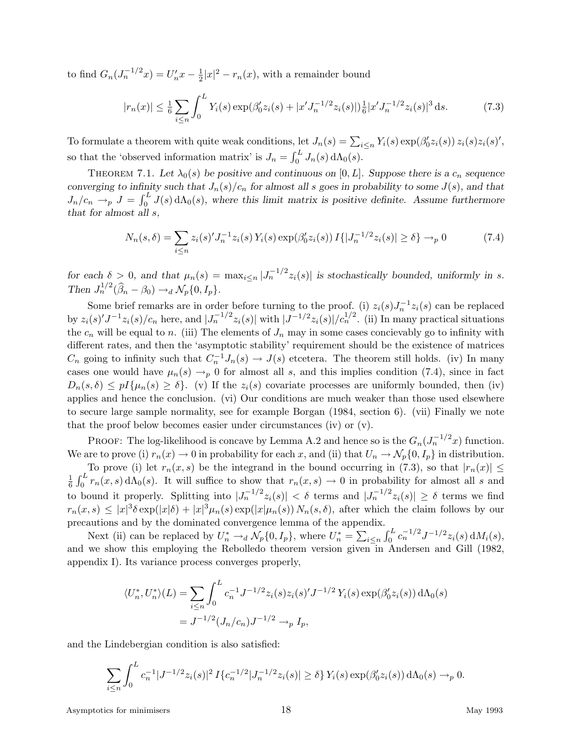to find $G_n(J_n^{-1/2}x) = U_n'x - \frac{1}{2}|x|^2 - r_n(x)$, with a remainder bound

$$|r_n(x)| \le \tfrac{1}{6}\sum_{i\le n}\int_0^L Y_i(s)\exp(\beta_0'z_i(s) + |x'J_n^{-1/2}z_i(s)|)\tfrac{1}{6}|x'J_n^{-1/2}z_i(s)|^3\,\mathrm{d}s. \tag{7.3}$$

To formulate a theorem with quite weak conditions, let $J_n(s) = \sum_{i\le n} Y_i(s)\exp(\beta_0'z_i(s))\,z_i(s)z_i(s)'$, so that the 'observed information matrix' is $J_n = \int_0^L J_n(s)\,\mathrm{d}\Lambda_0(s)$.

THEOREM 7.1. *Let $\lambda_0(s)$ be positive and continuous on $[0,L]$. Suppose there is a $c_n$ sequence converging to infinity such that $J_n(s)/c_n$ for almost all $s$ goes in probability to some $J(s)$, and that $J_n/c_n \to_p J = \int_0^L J(s)\,\mathrm{d}\Lambda_0(s)$, where this limit matrix is positive definite. Assume furthermore that for almost all $s$,*

$$N_n(s,\delta) = \sum_{i\le n} z_i(s)'J_n^{-1}z_i(s)\,Y_i(s)\exp(\beta_0'z_i(s))\,I\{|J_n^{-1/2}z_i(s)|\ge\delta\} \to_p 0 \tag{7.4}$$

*for each $\delta > 0$, and that $\mu_n(s) = \max_{i\le n}|J_n^{-1/2}z_i(s)|$ is stochastically bounded, uniformly in $s$. Then $J_n^{1/2}(\widehat\beta_n - \beta_0) \to_d \mathcal{N}_p\{0, I_p\}$.*

Some brief remarks are in order before turning to the proof. (i) $z_i(s)J_n^{-1}z_i(s)$ can be replaced by $z_i(s)'J^{-1}z_i(s)/c_n$ here, and $|J_n^{-1/2}z_i(s)|$ with $|J^{-1/2}z_i(s)|/c_n^{1/2}$. (ii) In many practical situations the $c_n$ will be equal to $n$. (iii) The elements of $J_n$ may in some cases concievably go to infinity with different rates, and then the 'asymptotic stability' requirement should be the existence of matrices $C_n$ going to infinity such that $C_n^{-1}J_n(s) \to J(s)$ etcetera. The theorem still holds. (iv) In many cases one would have $\mu_n(s) \to_p 0$ for almost all $s$, and this implies condition (7.4), since in fact $D_n(s,\delta) \le pI\{\mu_n(s)\ge\delta\}$. (v) If the $z_i(s)$ covariate processes are uniformly bounded, then (iv) applies and hence the conclusion. (vi) Our conditions are much weaker than those used elsewhere to secure large sample normality, see for example Borgan (1984, section 6). (vii) Finally we note that the proof below becomes easier under circumstances (iv) or (v).

PROOF: The log-likelihood is concave by Lemma A.2 and hence so is the $G_n(J_n^{-1/2}x)$ function. We are to prove (i) $r_n(x) \to 0$ in probability for each $x$, and (ii) that $U_n \to \mathcal{N}_p\{0, I_p\}$ in distribution.

To prove (i) let $r_n(x,s)$ be the integrand in the bound occurring in (7.3), so that $|r_n(x)| \le \frac{1}{6}\int_0^L r_n(x,s)\,\mathrm{d}\Lambda_0(s)$. It will suffice to show that $r_n(x,s) \to 0$ in probability for almost all $s$ and to bound it properly. Splitting into $|J_n^{-1/2}z_i(s)| < \delta$ terms and $|J_n^{-1/2}z_i(s)| \ge \delta$ terms we find $r_n(x,s) \le |x|^3\delta\exp(|x|\delta) + |x|^3\mu_n(s)\exp(|x|\mu_n(s))\,N_n(s,\delta)$, after which the claim follows by our precautions and by the dominated convergence lemma of the appendix.

Next (ii) can be replaced by $U_n^* \to_d \mathcal{N}_p\{0, I_p\}$, where $U_n^* = \sum_{i\le n}\int_0^L c_n^{-1/2}J^{-1/2}z_i(s)\,\mathrm{d}M_i(s)$, and we show this employing the Rebolledo theorem version given in Andersen and Gill (1982, appendix I). Its variance process converges properly,

$$\begin{aligned}\langle U_n^*, U_n^*\rangle(L) &= \sum_{i\le n}\int_0^L c_n^{-1}J^{-1/2}z_i(s)z_i(s)'J^{-1/2}\,Y_i(s)\exp(\beta_0'z_i(s))\,\mathrm{d}\Lambda_0(s)\\ &= J^{-1/2}(J_n/c_n)J^{-1/2} \to_p I_p,\end{aligned}$$

and the Lindebergian condition is also satisfied:

$$\sum_{i\le n}\int_0^L c_n^{-1}|J^{-1/2}z_i(s)|^2\,I\{c_n^{-1/2}|J_n^{-1/2}z_i(s)|\ge\delta\}\,Y_i(s)\exp(\beta_0'z_i(s))\,\mathrm{d}\Lambda_0(s) \to_p 0.$$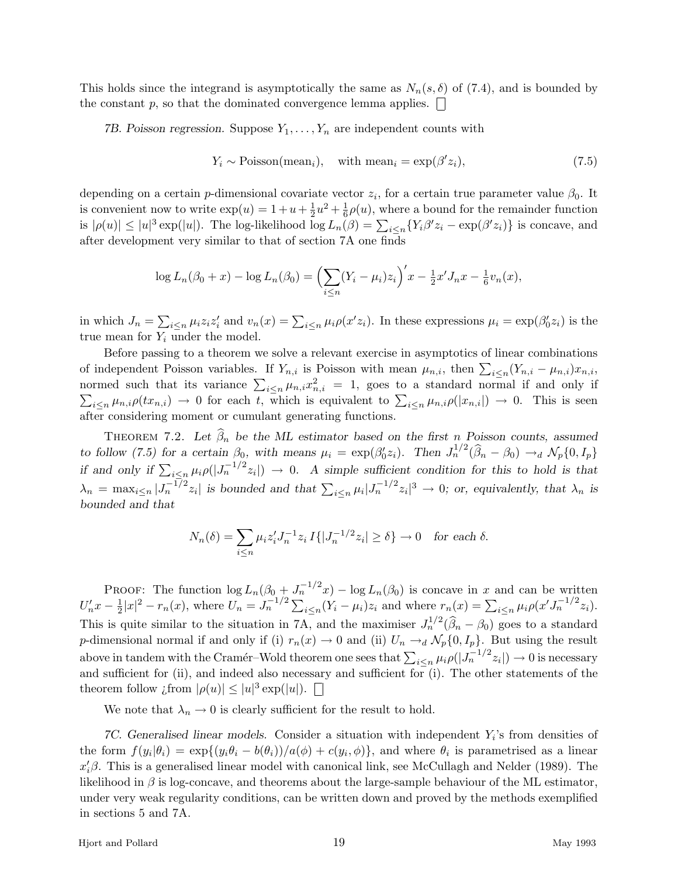This holds since the integrand is asymptotically the same as $N_n(s,\delta)$ of (7.4), and is bounded by the constant $p$, so that the dominated convergence lemma applies. □

*7B. Poisson regression.* Suppose $Y_1,\ldots,Y_n$ are independent counts with

$$Y_i \sim \text{Poisson}(\text{mean}_i), \quad \text{with mean}_i = \exp(\beta' z_i), \tag{7.5}$$

depending on a certain $p$-dimensional covariate vector $z_i$, for a certain true parameter value $\beta_0$. It is convenient now to write $\exp(u) = 1 + u + \frac{1}{2}u^2 + \frac{1}{6}\rho(u)$, where a bound for the remainder function is $|\rho(u)| \le |u|^3 \exp(|u|)$. The log-likelihood $\log L_n(\beta) = \sum_{i\le n}\{Y_i\beta' z_i - \exp(\beta' z_i)\}$ is concave, and after development very similar to that of section 7A one finds

$$\log L_n(\beta_0 + x) - \log L_n(\beta_0) = \Big(\sum_{i\le n}(Y_i - \mu_i) z_i\Big)' x - \tfrac{1}{2}x' J_n x - \tfrac{1}{6}v_n(x),$$

in which $J_n = \sum_{i\le n}\mu_i z_i z_i'$ and $v_n(x) = \sum_{i\le n}\mu_i\rho(x' z_i)$. In these expressions $\mu_i = \exp(\beta_0' z_i)$ is the true mean for $Y_i$ under the model.

Before passing to a theorem we solve a relevant exercise in asymptotics of linear combinations of independent Poisson variables. If $Y_{n,i}$ is Poisson with mean $\mu_{n,i}$, then $\sum_{i\le n}(Y_{n,i} - \mu_{n,i})x_{n,i}$, normed such that its variance $\sum_{i\le n}\mu_{n,i}x_{n,i}^2 = 1$, goes to a standard normal if and only if $\sum_{i\le n}\mu_{n,i}\rho(t x_{n,i}) \to 0$ for each $t$, which is equivalent to $\sum_{i\le n}\mu_{n,i}\rho(|x_{n,i}|) \to 0$. This is seen after considering moment or cumulant generating functions.

Theorem 7.2. *Let $\widehat\beta_n$ be the ML estimator based on the first $n$ Poisson counts, assumed to follow (7.5) for a certain $\beta_0$, with means $\mu_i = \exp(\beta_0' z_i)$. Then $J_n^{1/2}(\widehat\beta_n - \beta_0) \to_d \mathcal{N}_p\{0, I_p\}$ if and only if $\sum_{i\le n}\mu_i\rho(|J_n^{-1/2}z_i|) \to 0$. A simple sufficient condition for this to hold is that $\lambda_n = \max_{i\le n}|J_n^{-1/2}z_i|$ is bounded and that $\sum_{i\le n}\mu_i|J_n^{-1/2}z_i|^3 \to 0$; or, equivalently, that $\lambda_n$ is bounded and that*

$$N_n(\delta) = \sum_{i\le n}\mu_i z_i' J_n^{-1} z_i\, I\{|J_n^{-1/2}z_i| \ge \delta\} \to 0 \quad \textit{for each } \delta.$$

Proof: The function $\log L_n(\beta_0 + J_n^{-1/2}x) - \log L_n(\beta_0)$ is concave in $x$ and can be written $U_n' x - \frac{1}{2}|x|^2 - r_n(x)$, where $U_n = J_n^{-1/2}\sum_{i\le n}(Y_i - \mu_i)z_i$ and where $r_n(x) = \sum_{i\le n}\mu_i\rho(x' J_n^{-1/2}z_i)$. This is quite similar to the situation in 7A, and the maximiser $J_n^{1/2}(\widehat\beta_n - \beta_0)$ goes to a standard $p$-dimensional normal if and only if (i) $r_n(x) \to 0$ and (ii) $U_n \to_d \mathcal{N}_p\{0, I_p\}$. But using the result above in tandem with the Cramér–Wold theorem one sees that $\sum_{i\le n}\mu_i\rho(|J_n^{-1/2}z_i|) \to 0$ is necessary and sufficient for (ii), and indeed also necessary and sufficient for (i). The other statements of the theorem follow ¿from $|\rho(u)| \le |u|^3\exp(|u|)$. □

We note that $\lambda_n \to 0$ is clearly sufficient for the result to hold.

*7C. Generalised linear models.* Consider a situation with independent $Y_i$'s from densities of the form $f(y_i|\theta_i) = \exp\{(y_i\theta_i - b(\theta_i))/a(\phi) + c(y_i,\phi)\}$, and where $\theta_i$ is parametrised as a linear $x_i'\beta$. This is a generalised linear model with canonical link, see McCullagh and Nelder (1989). The likelihood in $\beta$ is log-concave, and theorems about the large-sample behaviour of the ML estimator, under very weak regularity conditions, can be written down and proved by the methods exemplified in sections 5 and 7A.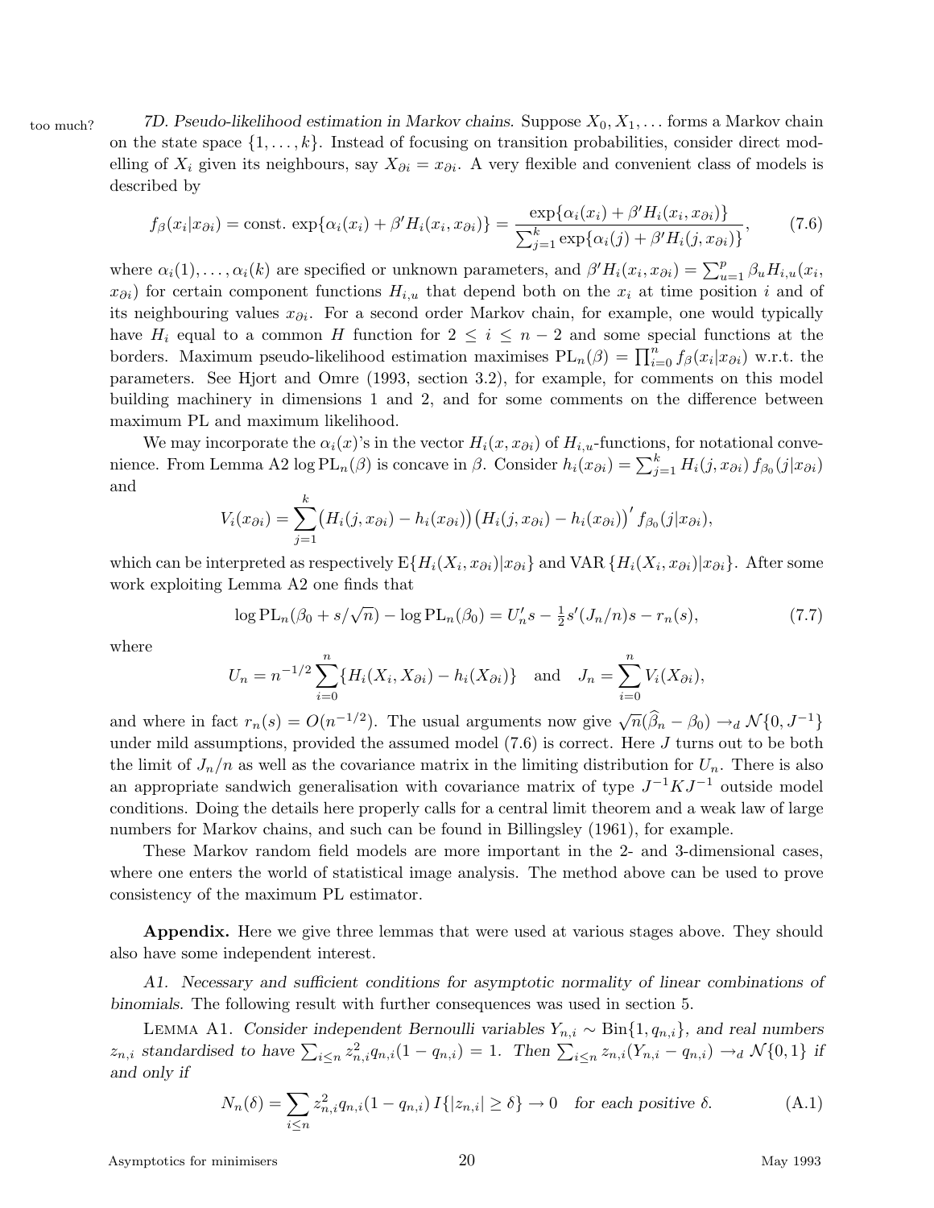too much? *7D. Pseudo-likelihood estimation in Markov chains.* Suppose $X_0, X_1, \ldots$ forms a Markov chain on the state space $\{1, \ldots, k\}$. Instead of focusing on transition probabilities, consider direct modelling of $X_i$ given its neighbours, say $X_{\partial i} = x_{\partial i}$. A very flexible and convenient class of models is described by

$$f_\beta(x_i|x_{\partial i}) = \text{const.}\,\exp\{\alpha_i(x_i) + \beta' H_i(x_i, x_{\partial i})\} = \frac{\exp\{\alpha_i(x_i) + \beta' H_i(x_i, x_{\partial i})\}}{\sum_{j=1}^k \exp\{\alpha_i(j) + \beta' H_i(j, x_{\partial i})\}}, \tag{7.6}$$

where $\alpha_i(1), \ldots, \alpha_i(k)$ are specified or unknown parameters, and $\beta' H_i(x_i, x_{\partial i}) = \sum_{u=1}^p \beta_u H_{i,u}(x_i, x_{\partial i})$ for certain component functions $H_{i,u}$ that depend both on the $x_i$ at time position $i$ and of its neighbouring values $x_{\partial i}$. For a second order Markov chain, for example, one would typically have $H_i$ equal to a common $H$ function for $2 \le i \le n-2$ and some special functions at the borders. Maximum pseudo-likelihood estimation maximises $\text{PL}_n(\beta) = \prod_{i=0}^n f_\beta(x_i|x_{\partial i})$ w.r.t. the parameters. See Hjort and Omre (1993, section 3.2), for example, for comments on this model building machinery in dimensions 1 and 2, and for some comments on the difference between maximum PL and maximum likelihood.

We may incorporate the $\alpha_i(x)$'s in the vector $H_i(x, x_{\partial i})$ of $H_{i,u}$-functions, for notational convenience. From Lemma A2 $\log \text{PL}_n(\beta)$ is concave in $\beta$. Consider $h_i(x_{\partial i}) = \sum_{j=1}^k H_i(j, x_{\partial i})\, f_{\beta_0}(j|x_{\partial i})$ and

$$V_i(x_{\partial i}) = \sum_{j=1}^k \big(H_i(j, x_{\partial i}) - h_i(x_{\partial i})\big)\big(H_i(j, x_{\partial i}) - h_i(x_{\partial i})\big)'\, f_{\beta_0}(j|x_{\partial i}),$$

which can be interpreted as respectively $\text{E}\{H_i(X_i, x_{\partial i})|x_{\partial i}\}$ and $\text{VAR}\,\{H_i(X_i, x_{\partial i})|x_{\partial i}\}$. After some work exploiting Lemma A2 one finds that

$$\log \text{PL}_n(\beta_0 + s/\sqrt{n}) - \log \text{PL}_n(\beta_0) = U_n' s - \tfrac{1}{2} s'(J_n/n)s - r_n(s), \tag{7.7}$$

where

$$U_n = n^{-1/2} \sum_{i=0}^n \{H_i(X_i, X_{\partial i}) - h_i(X_{\partial i})\} \quad \text{and} \quad J_n = \sum_{i=0}^n V_i(X_{\partial i}),$$

and where in fact $r_n(s) = O(n^{-1/2})$. The usual arguments now give $\sqrt{n}(\widehat\beta_n - \beta_0) \to_d \mathcal{N}\{0, J^{-1}\}$ under mild assumptions, provided the assumed model (7.6) is correct. Here $J$ turns out to be both the limit of $J_n/n$ as well as the covariance matrix in the limiting distribution for $U_n$. There is also an appropriate sandwich generalisation with covariance matrix of type $J^{-1}KJ^{-1}$ outside model conditions. Doing the details here properly calls for a central limit theorem and a weak law of large numbers for Markov chains, and such can be found in Billingsley (1961), for example.

These Markov random field models are more important in the 2- and 3-dimensional cases, where one enters the world of statistical image analysis. The method above can be used to prove consistency of the maximum PL estimator.

**Appendix.** Here we give three lemmas that were used at various stages above. They should also have some independent interest.

*A1. Necessary and sufficient conditions for asymptotic normality of linear combinations of binomials.* The following result with further consequences was used in section 5.

LEMMA A1. *Consider independent Bernoulli variables $Y_{n,i} \sim \text{Bin}\{1, q_{n,i}\}$, and real numbers $z_{n,i}$ standardised to have $\sum_{i \le n} z_{n,i}^2 q_{n,i}(1 - q_{n,i}) = 1$. Then $\sum_{i \le n} z_{n,i}(Y_{n,i} - q_{n,i}) \to_d \mathcal{N}\{0,1\}$ if and only if*

$$N_n(\delta) = \sum_{i \le n} z_{n,i}^2 q_{n,i}(1 - q_{n,i})\, I\{|z_{n,i}| \ge \delta\} \to 0 \quad \textit{for each positive } \delta. \tag{A.1}$$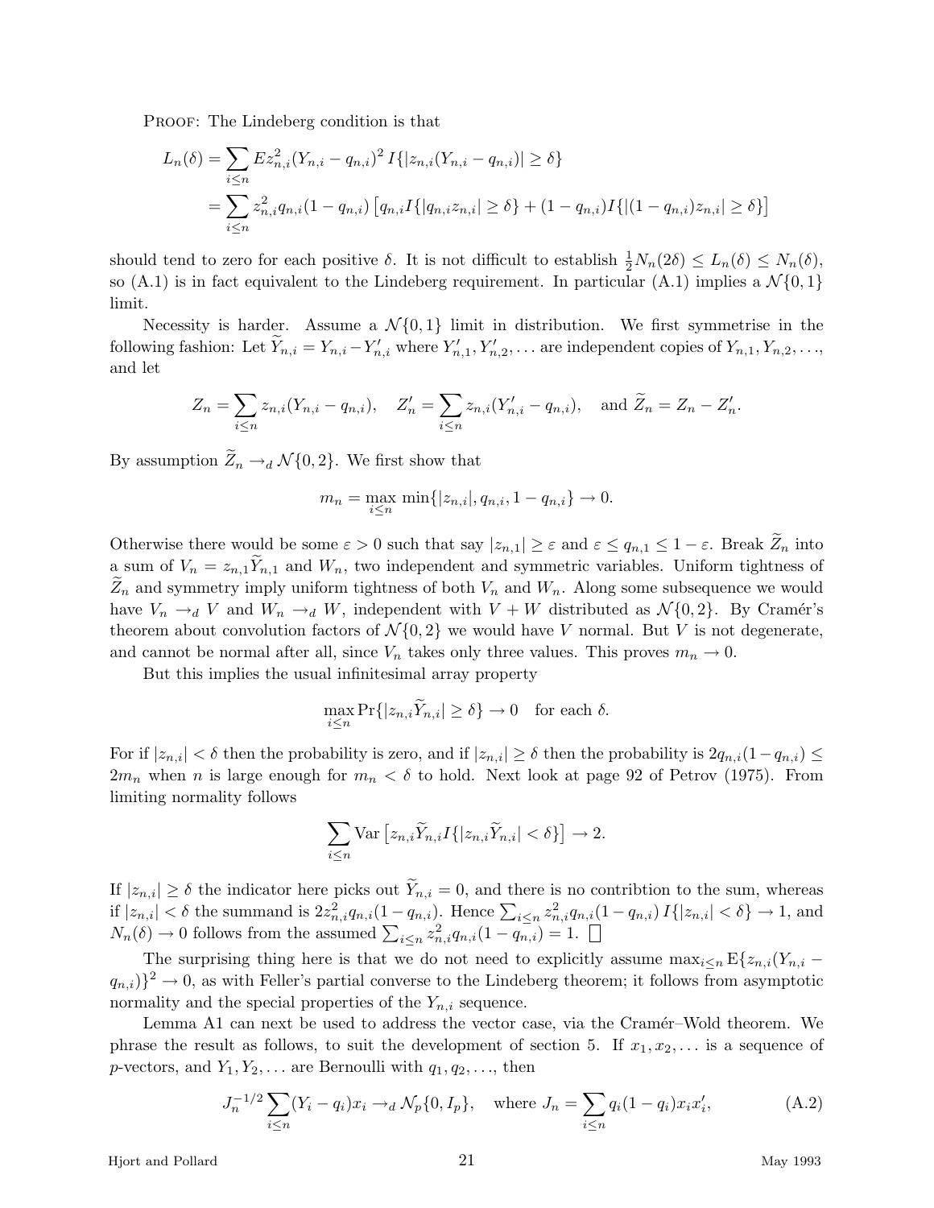PROOF: The Lindeberg condition is that

$$
\begin{aligned}
L_n(\delta) &= \sum_{i \le n} E z_{n,i}^2 (Y_{n,i} - q_{n,i})^2 \, I\{|z_{n,i}(Y_{n,i} - q_{n,i})| \ge \delta\} \\
&= \sum_{i \le n} z_{n,i}^2 q_{n,i}(1 - q_{n,i}) \left[ q_{n,i} I\{|q_{n,i} z_{n,i}| \ge \delta\} + (1 - q_{n,i}) I\{|(1 - q_{n,i}) z_{n,i}| \ge \delta\} \right]
\end{aligned}
$$

should tend to zero for each positive $\delta$. It is not difficult to establish $\frac{1}{2} N_n(2\delta) \le L_n(\delta) \le N_n(\delta)$, so (A.1) is in fact equivalent to the Lindeberg requirement. In particular (A.1) implies a $\mathcal{N}\{0,1\}$ limit.

Necessity is harder. Assume a $\mathcal{N}\{0,1\}$ limit in distribution. We first symmetrise in the following fashion: Let $\widetilde{Y}_{n,i} = Y_{n,i} - Y'_{n,i}$ where $Y'_{n,1}, Y'_{n,2}, \ldots$ are independent copies of $Y_{n,1}, Y_{n,2}, \ldots$, and let

$$
Z_n = \sum_{i \le n} z_{n,i}(Y_{n,i} - q_{n,i}), \quad Z'_n = \sum_{i \le n} z_{n,i}(Y'_{n,i} - q_{n,i}), \quad \text{and } \widetilde{Z}_n = Z_n - Z'_n.
$$

By assumption $\widetilde{Z}_n \to_d \mathcal{N}\{0,2\}$. We first show that

$$
m_n = \max_{i \le n} \min\{|z_{n,i}|, q_{n,i}, 1 - q_{n,i}\} \to 0.
$$

Otherwise there would be some $\varepsilon > 0$ such that say $|z_{n,1}| \ge \varepsilon$ and $\varepsilon \le q_{n,1} \le 1 - \varepsilon$. Break $\widetilde{Z}_n$ into a sum of $V_n = z_{n,1}\widetilde{Y}_{n,1}$ and $W_n$, two independent and symmetric variables. Uniform tightness of $\widetilde{Z}_n$ and symmetry imply uniform tightness of both $V_n$ and $W_n$. Along some subsequence we would have $V_n \to_d V$ and $W_n \to_d W$, independent with $V + W$ distributed as $\mathcal{N}\{0,2\}$. By Cramér's theorem about convolution factors of $\mathcal{N}\{0,2\}$ we would have $V$ normal. But $V$ is not degenerate, and cannot be normal after all, since $V_n$ takes only three values. This proves $m_n \to 0$.

But this implies the usual infinitesimal array property

$$
\max_{i \le n} \Pr\{|z_{n,i}\widetilde{Y}_{n,i}| \ge \delta\} \to 0 \quad \text{for each } \delta.
$$

For if $|z_{n,i}| < \delta$ then the probability is zero, and if $|z_{n,i}| \ge \delta$ then the probability is $2q_{n,i}(1 - q_{n,i}) \le 2m_n$ when $n$ is large enough for $m_n < \delta$ to hold. Next look at page 92 of Petrov (1975). From limiting normality follows

$$
\sum_{i \le n} \operatorname{Var}\left[ z_{n,i}\widetilde{Y}_{n,i} I\{|z_{n,i}\widetilde{Y}_{n,i}| < \delta\} \right] \to 2.
$$

If $|z_{n,i}| \ge \delta$ the indicator here picks out $\widetilde{Y}_{n,i} = 0$, and there is no contribtion to the sum, whereas if $|z_{n,i}| < \delta$ the summand is $2z_{n,i}^2 q_{n,i}(1 - q_{n,i})$. Hence $\sum_{i \le n} z_{n,i}^2 q_{n,i}(1 - q_{n,i}) \, I\{|z_{n,i}| < \delta\} \to 1$, and $N_n(\delta) \to 0$ follows from the assumed $\sum_{i \le n} z_{n,i}^2 q_{n,i}(1 - q_{n,i}) = 1$. □

The surprising thing here is that we do not need to explicitly assume $\max_{i \le n} \mathrm{E}\{z_{n,i}(Y_{n,i} - q_{n,i})\}^2 \to 0$, as with Feller's partial converse to the Lindeberg theorem; it follows from asymptotic normality and the special properties of the $Y_{n,i}$ sequence.

Lemma A1 can next be used to address the vector case, via the Cramér–Wold theorem. We phrase the result as follows, to suit the development of section 5. If $x_1, x_2, \ldots$ is a sequence of $p$-vectors, and $Y_1, Y_2, \ldots$ are Bernoulli with $q_1, q_2, \ldots$, then

$$
J_n^{-1/2} \sum_{i \le n} (Y_i - q_i) x_i \to_d \mathcal{N}_p\{0, I_p\}, \quad \text{where } J_n = \sum_{i \le n} q_i(1 - q_i) x_i x_i', \tag{A.2}
$$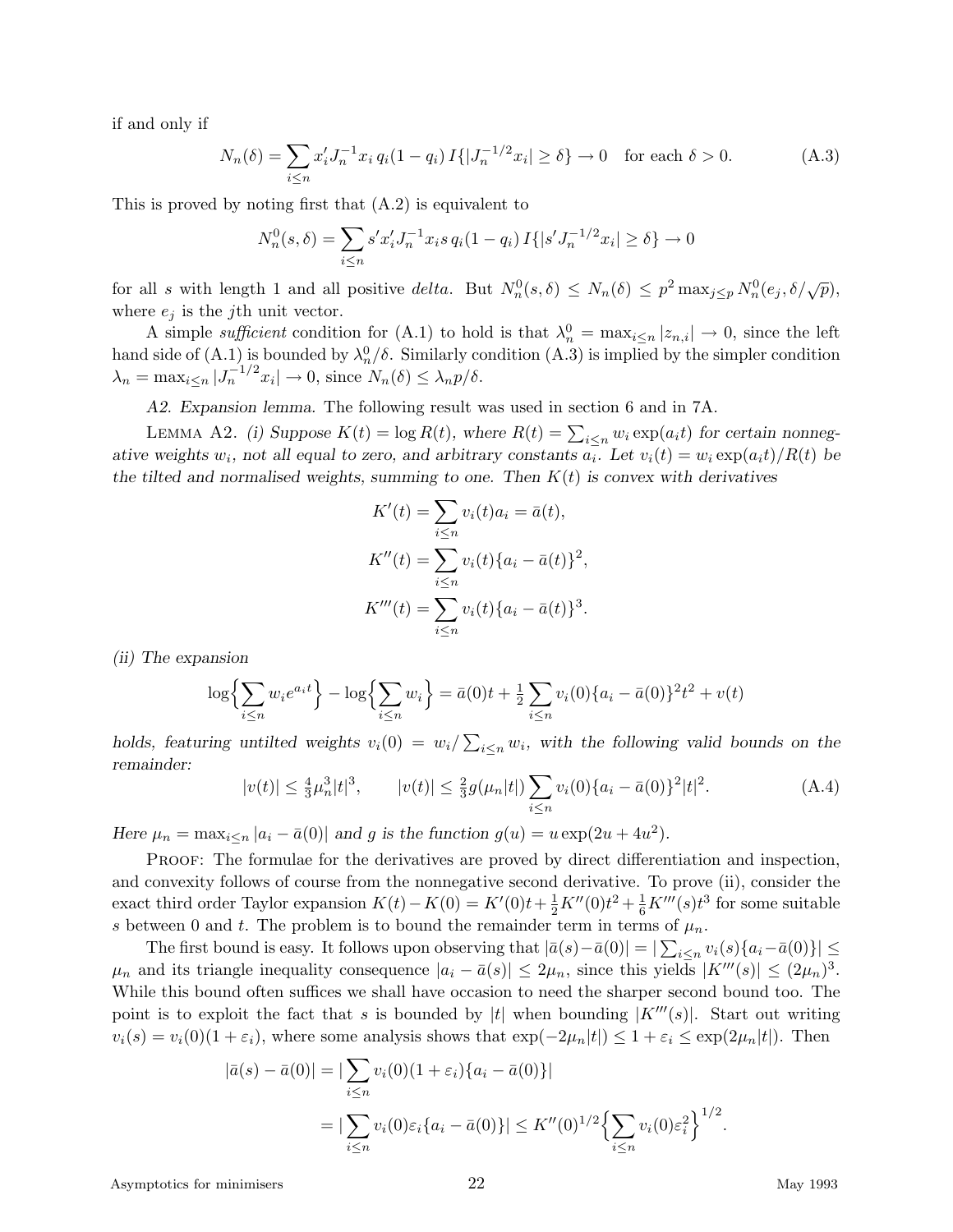if and only if

$$N_n(\delta) = \sum_{i \le n} x_i' J_n^{-1} x_i \, q_i(1-q_i) \, I\{|J_n^{-1/2} x_i| \ge \delta\} \to 0 \quad \text{for each } \delta > 0. \tag{A.3}$$

This is proved by noting first that (A.2) is equivalent to

$$N_n^0(s,\delta) = \sum_{i \le n} s' x_i' J_n^{-1} x_i s \, q_i(1-q_i) \, I\{|s' J_n^{-1/2} x_i| \ge \delta\} \to 0$$

for all $s$ with length 1 and all positive *delta*. But $N_n^0(s,\delta) \le N_n(\delta) \le p^2 \max_{j \le p} N_n^0(e_j, \delta/\sqrt{p})$, where $e_j$ is the $j$th unit vector.

A simple *sufficient* condition for (A.1) to hold is that $\lambda_n^0 = \max_{i \le n} |z_{n,i}| \to 0$, since the left hand side of (A.1) is bounded by $\lambda_n^0/\delta$. Similarly condition (A.3) is implied by the simpler condition $\lambda_n = \max_{i \le n} |J_n^{-1/2} x_i| \to 0$, since $N_n(\delta) \le \lambda_n p/\delta$.

*A2. Expansion lemma.* The following result was used in section 6 and in 7A.

Lemma A2. *(i) Suppose $K(t) = \log R(t)$, where $R(t) = \sum_{i \le n} w_i \exp(a_i t)$ for certain nonnegative weights $w_i$, not all equal to zero, and arbitrary constants $a_i$. Let $v_i(t) = w_i \exp(a_i t)/R(t)$ be the tilted and normalised weights, summing to one. Then $K(t)$ is convex with derivatives*

$$K'(t) = \sum_{i \le n} v_i(t) a_i = \bar{a}(t),$$

$$K''(t) = \sum_{i \le n} v_i(t)\{a_i - \bar{a}(t)\}^2,$$

$$K'''(t) = \sum_{i \le n} v_i(t)\{a_i - \bar{a}(t)\}^3.$$

*(ii) The expansion*

$$\log\Big\{\sum_{i \le n} w_i e^{a_i t}\Big\} - \log\Big\{\sum_{i \le n} w_i\Big\} = \bar{a}(0)t + \tfrac{1}{2}\sum_{i \le n} v_i(0)\{a_i - \bar{a}(0)\}^2 t^2 + v(t)$$

*holds, featuring untilted weights $v_i(0) = w_i/\sum_{i \le n} w_i$, with the following valid bounds on the remainder:*

$$|v(t)| \le \tfrac{4}{3}\mu_n^3 |t|^3, \qquad |v(t)| \le \tfrac{2}{3} g(\mu_n |t|) \sum_{i \le n} v_i(0)\{a_i - \bar{a}(0)\}^2 |t|^2. \tag{A.4}$$

*Here $\mu_n = \max_{i \le n} |a_i - \bar{a}(0)|$ and $g$ is the function $g(u) = u \exp(2u + 4u^2)$.*

Proof: The formulae for the derivatives are proved by direct differentiation and inspection, and convexity follows of course from the nonnegative second derivative. To prove (ii), consider the exact third order Taylor expansion $K(t) - K(0) = K'(0)t + \frac{1}{2}K''(0)t^2 + \frac{1}{6}K'''(s)t^3$ for some suitable $s$ between 0 and $t$. The problem is to bound the remainder term in terms of $\mu_n$.

The first bound is easy. It follows upon observing that $|\bar{a}(s) - \bar{a}(0)| = |\sum_{i \le n} v_i(s)\{a_i - \bar{a}(0)\}| \le \mu_n$ and its triangle inequality consequence $|a_i - \bar{a}(s)| \le 2\mu_n$, since this yields $|K'''(s)| \le (2\mu_n)^3$. While this bound often suffices we shall have occasion to need the sharper second bound too. The point is to exploit the fact that $s$ is bounded by $|t|$ when bounding $|K'''(s)|$. Start out writing $v_i(s) = v_i(0)(1 + \varepsilon_i)$, where some analysis shows that $\exp(-2\mu_n|t|) \le 1 + \varepsilon_i \le \exp(2\mu_n|t|)$. Then

$$\begin{aligned}
|\bar{a}(s) - \bar{a}(0)| &= \Big|\sum_{i \le n} v_i(0)(1 + \varepsilon_i)\{a_i - \bar{a}(0)\}\Big| \\
&= \Big|\sum_{i \le n} v_i(0)\varepsilon_i\{a_i - \bar{a}(0)\}\Big| \le K''(0)^{1/2}\Big\{\sum_{i \le n} v_i(0)\varepsilon_i^2\Big\}^{1/2}.
\end{aligned}$$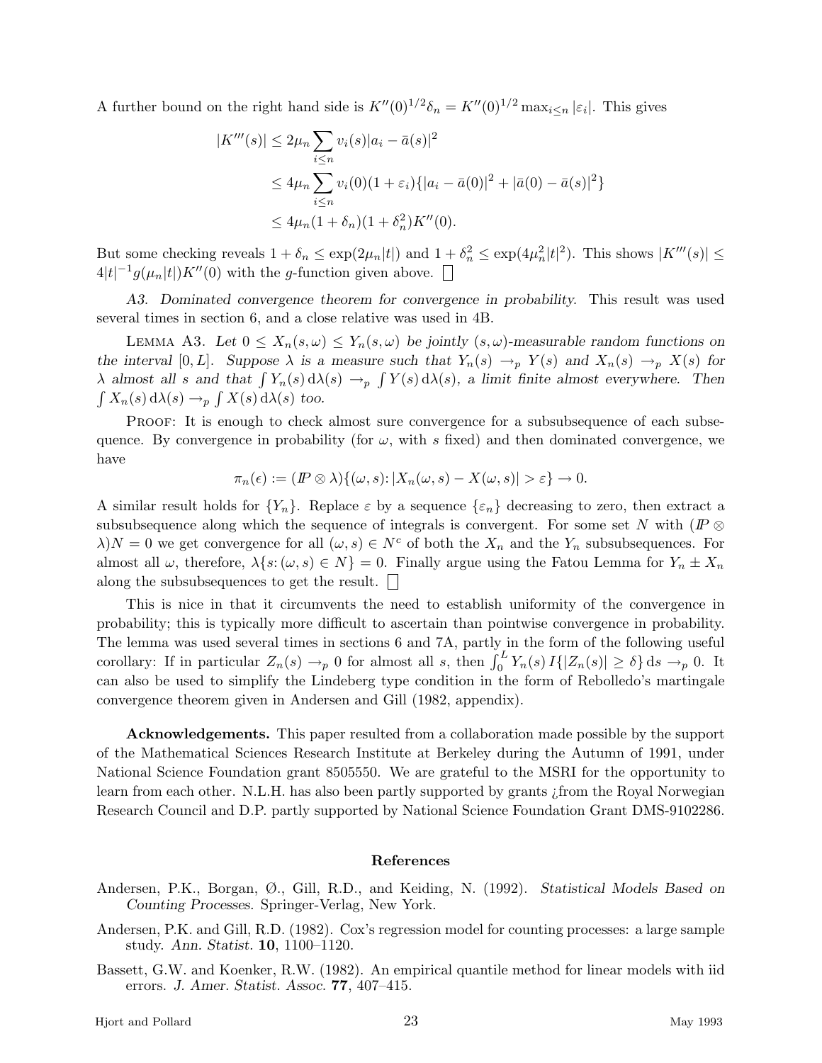A further bound on the right hand side is $K''(0)^{1/2}\delta_n = K''(0)^{1/2} \max_{i \le n} |\varepsilon_i|$. This gives

$$
\begin{aligned}
|K'''(s)| &\le 2\mu_n \sum_{i \le n} v_i(s) |a_i - \bar{a}(s)|^2 \\
&\le 4\mu_n \sum_{i \le n} v_i(0)(1+\varepsilon_i)\{|a_i - \bar{a}(0)|^2 + |\bar{a}(0) - \bar{a}(s)|^2\} \\
&\le 4\mu_n (1+\delta_n)(1+\delta_n^2) K''(0).
\end{aligned}
$$

But some checking reveals $1 + \delta_n \le \exp(2\mu_n |t|)$ and $1 + \delta_n^2 \le \exp(4\mu_n^2 |t|^2)$. This shows $|K'''(s)| \le 4|t|^{-1} g(\mu_n |t|) K''(0)$ with the $g$-function given above. □

*A3. Dominated convergence theorem for convergence in probability.* This result was used several times in section 6, and a close relative was used in 4B.

LEMMA A3. *Let $0 \le X_n(s,\omega) \le Y_n(s,\omega)$ be jointly $(s,\omega)$-measurable random functions on the interval $[0, L]$. Suppose $\lambda$ is a measure such that $Y_n(s) \to_p Y(s)$ and $X_n(s) \to_p X(s)$ for $\lambda$ almost all $s$ and that $\int Y_n(s)\,\mathrm{d}\lambda(s) \to_p \int Y(s)\,\mathrm{d}\lambda(s)$, a limit finite almost everywhere. Then $\int X_n(s)\,\mathrm{d}\lambda(s) \to_p \int X(s)\,\mathrm{d}\lambda(s)$ too.*

PROOF: It is enough to check almost sure convergence for a subsubsequence of each subsequence. By convergence in probability (for $\omega$, with $s$ fixed) and then dominated convergence, we have

$$
\pi_n(\epsilon) := (\mathbb{P} \otimes \lambda)\{(\omega, s) : |X_n(\omega, s) - X(\omega, s)| > \varepsilon\} \to 0.
$$

A similar result holds for $\{Y_n\}$. Replace $\varepsilon$ by a sequence $\{\varepsilon_n\}$ decreasing to zero, then extract a subsubsequence along which the sequence of integrals is convergent. For some set $N$ with $(\mathbb{P} \otimes \lambda)N = 0$ we get convergence for all $(\omega, s) \in N^c$ of both the $X_n$ and the $Y_n$ subsubsequences. For almost all $\omega$, therefore, $\lambda\{s : (\omega, s) \in N\} = 0$. Finally argue using the Fatou Lemma for $Y_n \pm X_n$ along the subsubsequences to get the result. □

This is nice in that it circumvents the need to establish uniformity of the convergence in probability; this is typically more difficult to ascertain than pointwise convergence in probability. The lemma was used several times in sections 6 and 7A, partly in the form of the following useful corollary: If in particular $Z_n(s) \to_p 0$ for almost all $s$, then $\int_0^L Y_n(s)\, I\{|Z_n(s)| \ge \delta\}\,\mathrm{d}s \to_p 0$. It can also be used to simplify the Lindeberg type condition in the form of Rebolledo's martingale convergence theorem given in Andersen and Gill (1982, appendix).

**Acknowledgements.** This paper resulted from a collaboration made possible by the support of the Mathematical Sciences Research Institute at Berkeley during the Autumn of 1991, under National Science Foundation grant 8505550. We are grateful to the MSRI for the opportunity to learn from each other. N.L.H. has also been partly supported by grants ¿from the Royal Norwegian Research Council and D.P. partly supported by National Science Foundation Grant DMS-9102286.

## References

Andersen, P.K., Borgan, Ø., Gill, R.D., and Keiding, N. (1992). *Statistical Models Based on Counting Processes.* Springer-Verlag, New York.

Andersen, P.K. and Gill, R.D. (1982). Cox's regression model for counting processes: a large sample study. *Ann. Statist.* **10**, 1100–1120.

Bassett, G.W. and Koenker, R.W. (1982). An empirical quantile method for linear models with iid errors. *J. Amer. Statist. Assoc.* **77**, 407–415.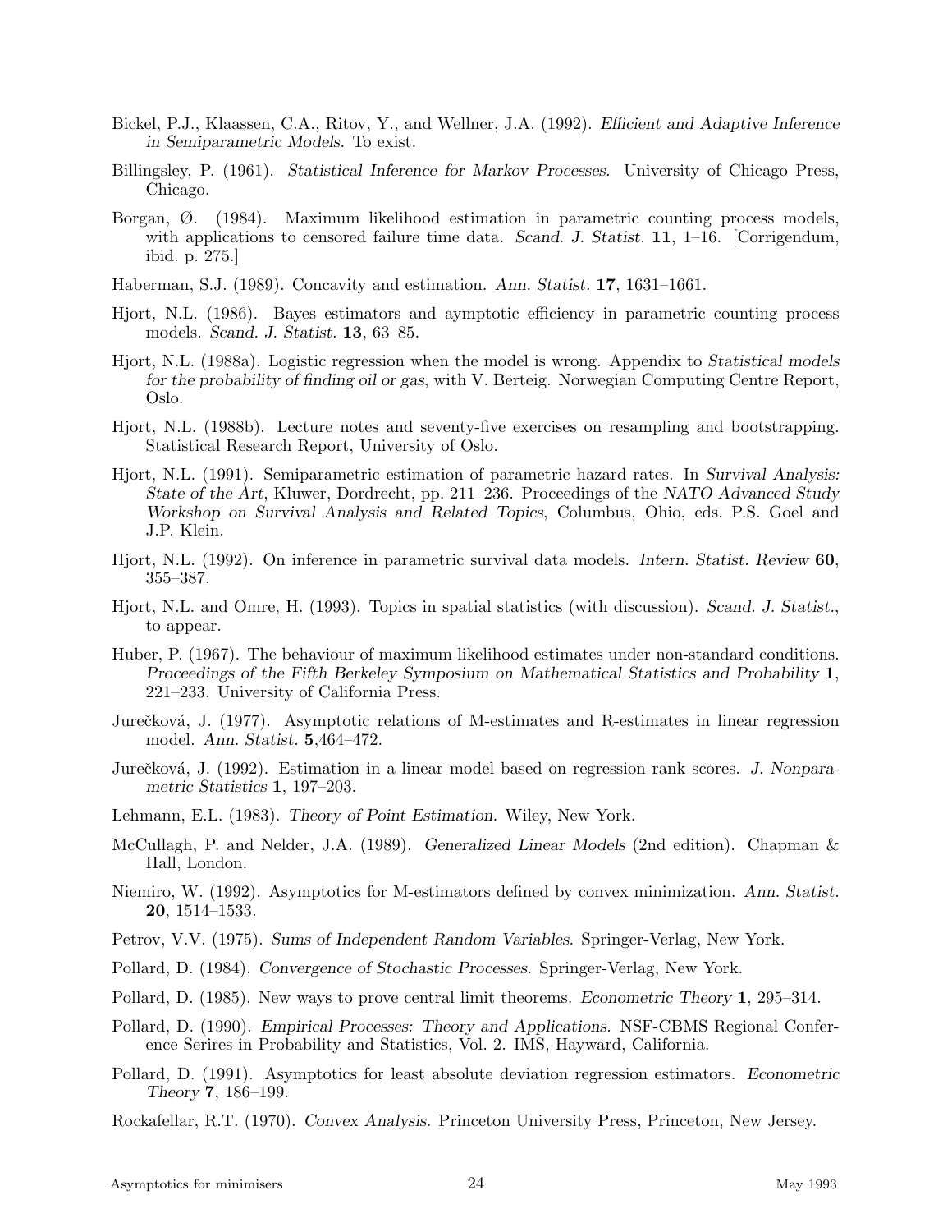Bickel, P.J., Klaassen, C.A., Ritov, Y., and Wellner, J.A. (1992). *Efficient and Adaptive Inference in Semiparametric Models.* To exist.

Billingsley, P. (1961). *Statistical Inference for Markov Processes.* University of Chicago Press, Chicago.

Borgan, Ø. (1984). Maximum likelihood estimation in parametric counting process models, with applications to censored failure time data. *Scand. J. Statist.* **11**, 1–16. [Corrigendum, ibid. p. 275.]

Haberman, S.J. (1989). Concavity and estimation. *Ann. Statist.* **17**, 1631–1661.

Hjort, N.L. (1986). Bayes estimators and aymptotic efficiency in parametric counting process models. *Scand. J. Statist.* **13**, 63–85.

Hjort, N.L. (1988a). Logistic regression when the model is wrong. Appendix to *Statistical models for the probability of finding oil or gas*, with V. Berteig. Norwegian Computing Centre Report, Oslo.

Hjort, N.L. (1988b). Lecture notes and seventy-five exercises on resampling and bootstrapping. Statistical Research Report, University of Oslo.

Hjort, N.L. (1991). Semiparametric estimation of parametric hazard rates. In *Survival Analysis: State of the Art*, Kluwer, Dordrecht, pp. 211–236. Proceedings of the *NATO Advanced Study Workshop on Survival Analysis and Related Topics*, Columbus, Ohio, eds. P.S. Goel and J.P. Klein.

Hjort, N.L. (1992). On inference in parametric survival data models. *Intern. Statist. Review* **60**, 355–387.

Hjort, N.L. and Omre, H. (1993). Topics in spatial statistics (with discussion). *Scand. J. Statist.*, to appear.

Huber, P. (1967). The behaviour of maximum likelihood estimates under non-standard conditions. *Proceedings of the Fifth Berkeley Symposium on Mathematical Statistics and Probability* **1**, 221–233. University of California Press.

Jurečková, J. (1977). Asymptotic relations of M-estimates and R-estimates in linear regression model. *Ann. Statist.* **5**,464–472.

Jurečková, J. (1992). Estimation in a linear model based on regression rank scores. *J. Nonparametric Statistics* **1**, 197–203.

Lehmann, E.L. (1983). *Theory of Point Estimation.* Wiley, New York.

McCullagh, P. and Nelder, J.A. (1989). *Generalized Linear Models* (2nd edition). Chapman & Hall, London.

Niemiro, W. (1992). Asymptotics for M-estimators defined by convex minimization. *Ann. Statist.* **20**, 1514–1533.

Petrov, V.V. (1975). *Sums of Independent Random Variables.* Springer-Verlag, New York.

Pollard, D. (1984). *Convergence of Stochastic Processes.* Springer-Verlag, New York.

Pollard, D. (1985). New ways to prove central limit theorems. *Econometric Theory* **1**, 295–314.

Pollard, D. (1990). *Empirical Processes: Theory and Applications.* NSF-CBMS Regional Conference Serires in Probability and Statistics, Vol. 2. IMS, Hayward, California.

Pollard, D. (1991). Asymptotics for least absolute deviation regression estimators. *Econometric Theory* **7**, 186–199.

Rockafellar, R.T. (1970). *Convex Analysis.* Princeton University Press, Princeton, New Jersey.